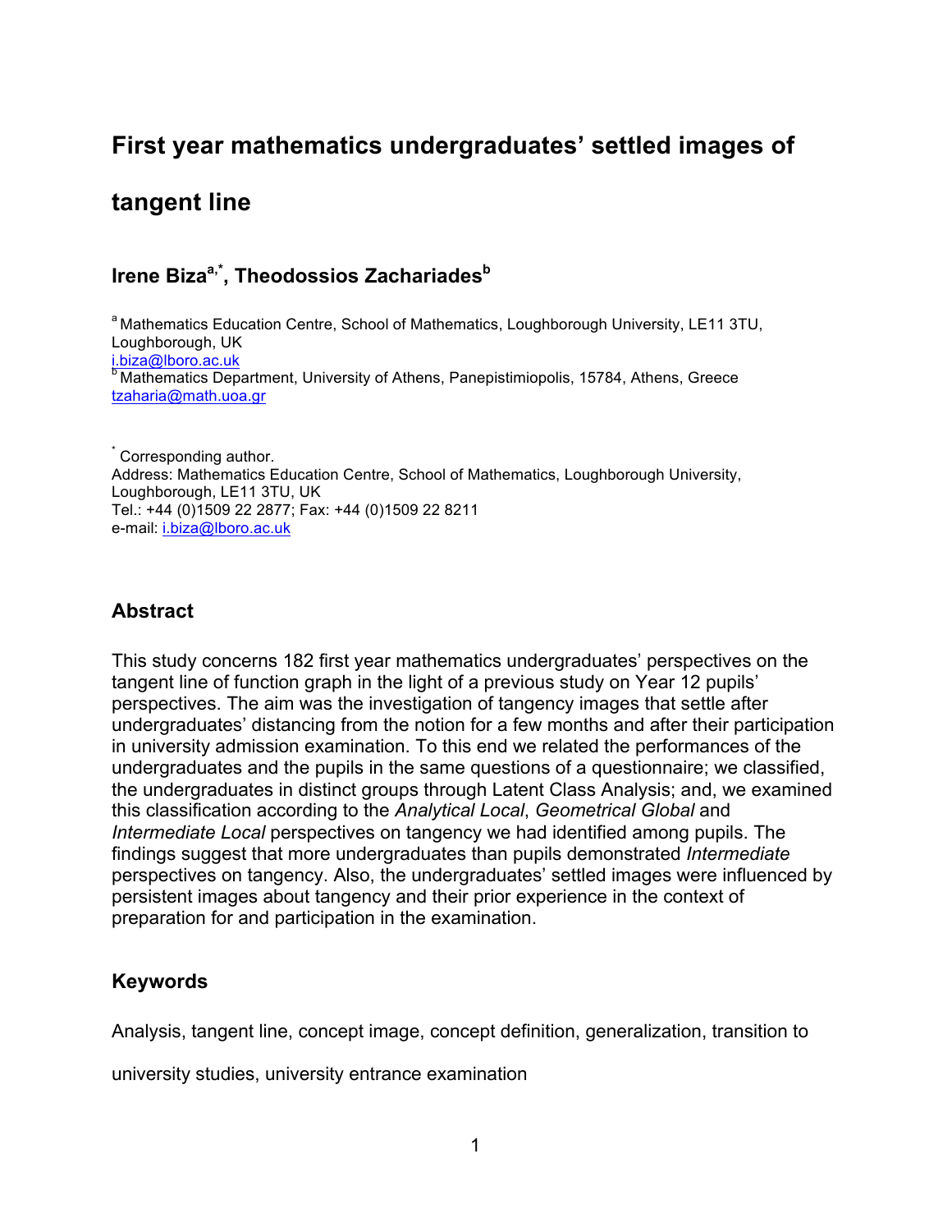# First year mathematics undergraduates' settled images of tangent line

## Irene Biza[a,*], Theodossios Zachariades[b]

[a] Mathematics Education Centre, School of Mathematics, Loughborough University, LE11 3TU, Loughborough, UK
i.biza@lboro.ac.uk
[b] Mathematics Department, University of Athens, Panepistimiopolis, 15784, Athens, Greece
tzaharia@math.uoa.gr

[*] Corresponding author.
Address: Mathematics Education Centre, School of Mathematics, Loughborough University, Loughborough, LE11 3TU, UK
Tel.: +44 (0)1509 22 2877; Fax: +44 (0)1509 22 8211
e-mail: i.biza@lboro.ac.uk

## Abstract

This study concerns 182 first year mathematics undergraduates' perspectives on the tangent line of function graph in the light of a previous study on Year 12 pupils' perspectives. The aim was the investigation of tangency images that settle after undergraduates' distancing from the notion for a few months and after their participation in university admission examination. To this end we related the performances of the undergraduates and the pupils in the same questions of a questionnaire; we classified, the undergraduates in distinct groups through Latent Class Analysis; and, we examined this classification according to the *Analytical Local*, *Geometrical Global* and *Intermediate Local* perspectives on tangency we had identified among pupils. The findings suggest that more undergraduates than pupils demonstrated *Intermediate* perspectives on tangency. Also, the undergraduates' settled images were influenced by persistent images about tangency and their prior experience in the context of preparation for and participation in the examination.

## Keywords

Analysis, tangent line, concept image, concept definition, generalization, transition to university studies, university entrance examination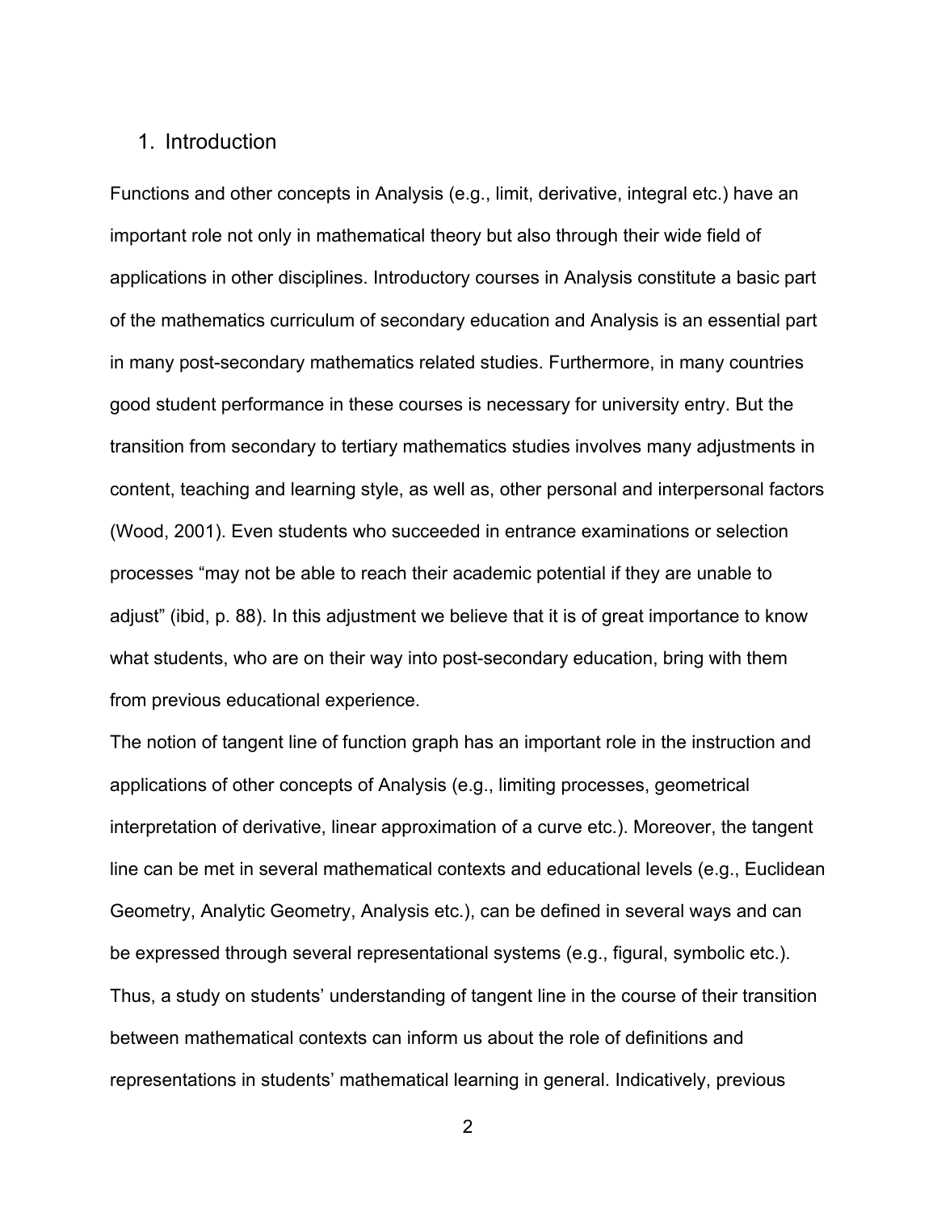## 1. Introduction

Functions and other concepts in Analysis (e.g., limit, derivative, integral etc.) have an important role not only in mathematical theory but also through their wide field of applications in other disciplines. Introductory courses in Analysis constitute a basic part of the mathematics curriculum of secondary education and Analysis is an essential part in many post-secondary mathematics related studies. Furthermore, in many countries good student performance in these courses is necessary for university entry. But the transition from secondary to tertiary mathematics studies involves many adjustments in content, teaching and learning style, as well as, other personal and interpersonal factors (Wood, 2001). Even students who succeeded in entrance examinations or selection processes "may not be able to reach their academic potential if they are unable to adjust" (ibid, p. 88). In this adjustment we believe that it is of great importance to know what students, who are on their way into post-secondary education, bring with them from previous educational experience.

The notion of tangent line of function graph has an important role in the instruction and applications of other concepts of Analysis (e.g., limiting processes, geometrical interpretation of derivative, linear approximation of a curve etc.). Moreover, the tangent line can be met in several mathematical contexts and educational levels (e.g., Euclidean Geometry, Analytic Geometry, Analysis etc.), can be defined in several ways and can be expressed through several representational systems (e.g., figural, symbolic etc.). Thus, a study on students' understanding of tangent line in the course of their transition between mathematical contexts can inform us about the role of definitions and representations in students' mathematical learning in general. Indicatively, previous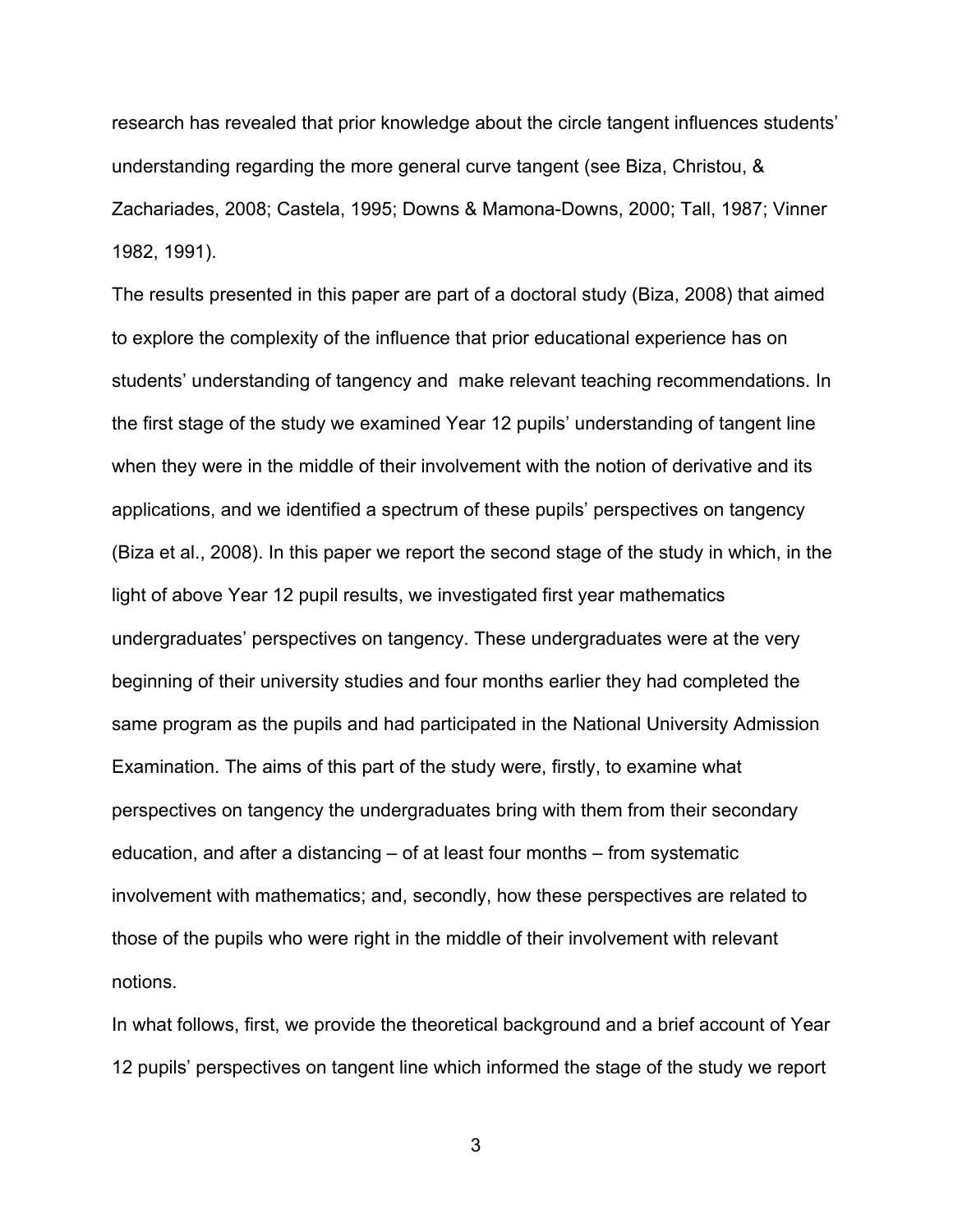research has revealed that prior knowledge about the circle tangent influences students' understanding regarding the more general curve tangent (see Biza, Christou, & Zachariades, 2008; Castela, 1995; Downs & Mamona-Downs, 2000; Tall, 1987; Vinner 1982, 1991).

The results presented in this paper are part of a doctoral study (Biza, 2008) that aimed to explore the complexity of the influence that prior educational experience has on students' understanding of tangency and make relevant teaching recommendations. In the first stage of the study we examined Year 12 pupils' understanding of tangent line when they were in the middle of their involvement with the notion of derivative and its applications, and we identified a spectrum of these pupils' perspectives on tangency (Biza et al., 2008). In this paper we report the second stage of the study in which, in the light of above Year 12 pupil results, we investigated first year mathematics undergraduates' perspectives on tangency. These undergraduates were at the very beginning of their university studies and four months earlier they had completed the same program as the pupils and had participated in the National University Admission Examination. The aims of this part of the study were, firstly, to examine what perspectives on tangency the undergraduates bring with them from their secondary education, and after a distancing – of at least four months – from systematic involvement with mathematics; and, secondly, how these perspectives are related to those of the pupils who were right in the middle of their involvement with relevant notions.

In what follows, first, we provide the theoretical background and a brief account of Year 12 pupils' perspectives on tangent line which informed the stage of the study we report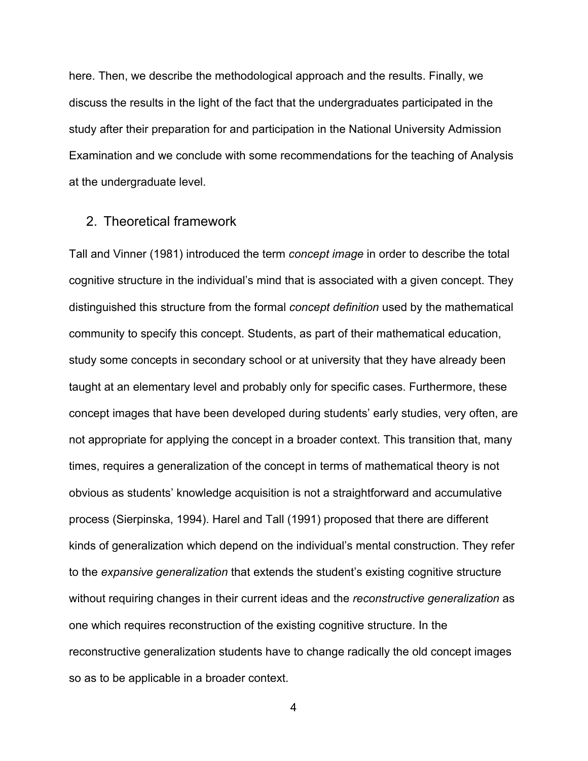here. Then, we describe the methodological approach and the results. Finally, we discuss the results in the light of the fact that the undergraduates participated in the study after their preparation for and participation in the National University Admission Examination and we conclude with some recommendations for the teaching of Analysis at the undergraduate level.

## 2. Theoretical framework

Tall and Vinner (1981) introduced the term *concept image* in order to describe the total cognitive structure in the individual's mind that is associated with a given concept. They distinguished this structure from the formal *concept definition* used by the mathematical community to specify this concept. Students, as part of their mathematical education, study some concepts in secondary school or at university that they have already been taught at an elementary level and probably only for specific cases. Furthermore, these concept images that have been developed during students' early studies, very often, are not appropriate for applying the concept in a broader context. This transition that, many times, requires a generalization of the concept in terms of mathematical theory is not obvious as students' knowledge acquisition is not a straightforward and accumulative process (Sierpinska, 1994). Harel and Tall (1991) proposed that there are different kinds of generalization which depend on the individual's mental construction. They refer to the *expansive generalization* that extends the student's existing cognitive structure without requiring changes in their current ideas and the *reconstructive generalization* as one which requires reconstruction of the existing cognitive structure. In the reconstructive generalization students have to change radically the old concept images so as to be applicable in a broader context.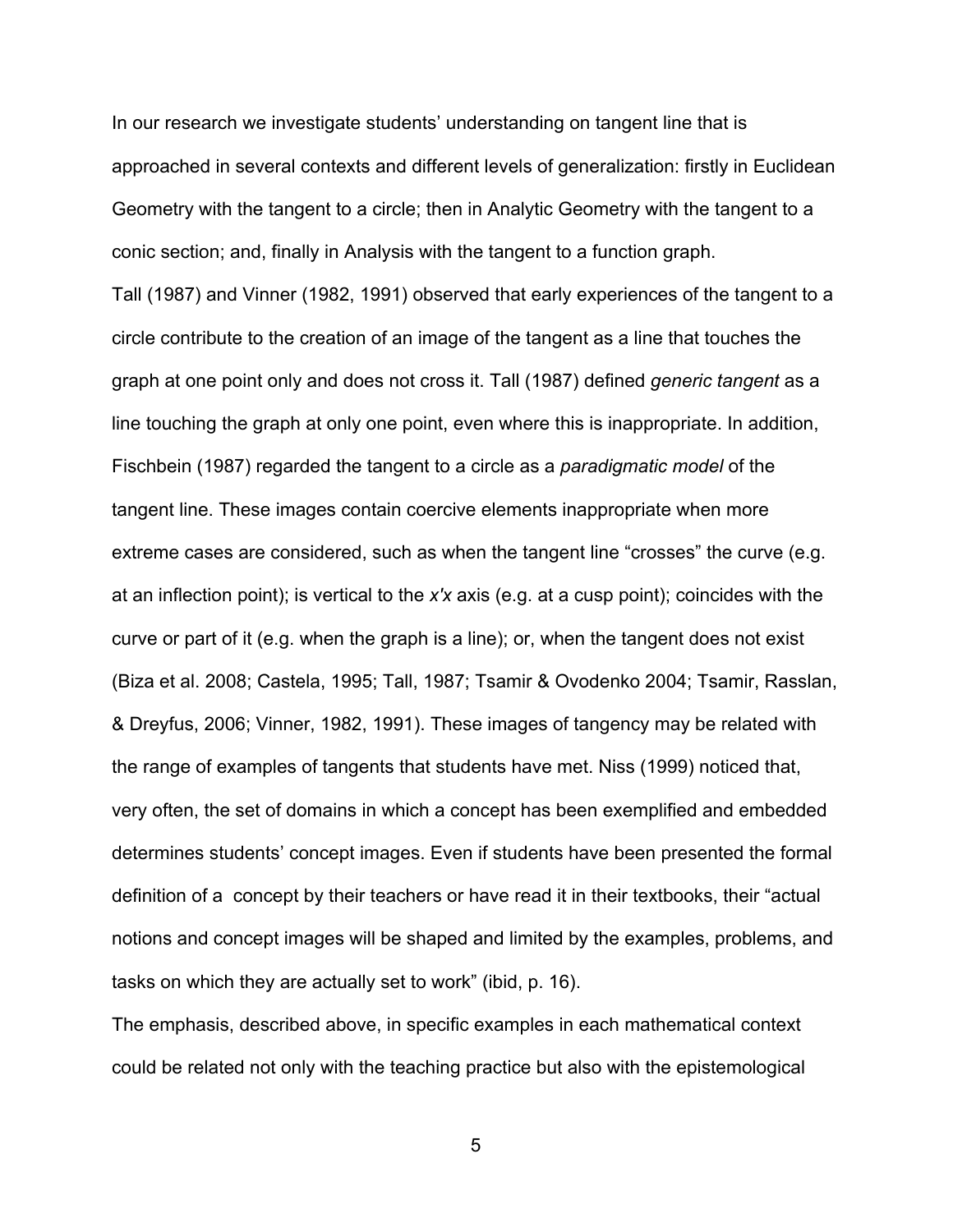In our research we investigate students' understanding on tangent line that is approached in several contexts and different levels of generalization: firstly in Euclidean Geometry with the tangent to a circle; then in Analytic Geometry with the tangent to a conic section; and, finally in Analysis with the tangent to a function graph.

Tall (1987) and Vinner (1982, 1991) observed that early experiences of the tangent to a circle contribute to the creation of an image of the tangent as a line that touches the graph at one point only and does not cross it. Tall (1987) defined *generic tangent* as a line touching the graph at only one point, even where this is inappropriate. In addition, Fischbein (1987) regarded the tangent to a circle as a *paradigmatic model* of the tangent line. These images contain coercive elements inappropriate when more extreme cases are considered, such as when the tangent line "crosses" the curve (e.g. at an inflection point); is vertical to the *x'x* axis (e.g. at a cusp point); coincides with the curve or part of it (e.g. when the graph is a line); or, when the tangent does not exist (Biza et al. 2008; Castela, 1995; Tall, 1987; Tsamir & Ovodenko 2004; Tsamir, Rasslan, & Dreyfus, 2006; Vinner, 1982, 1991). These images of tangency may be related with the range of examples of tangents that students have met. Niss (1999) noticed that, very often, the set of domains in which a concept has been exemplified and embedded determines students' concept images. Even if students have been presented the formal definition of a concept by their teachers or have read it in their textbooks, their "actual notions and concept images will be shaped and limited by the examples, problems, and tasks on which they are actually set to work" (ibid, p. 16).

The emphasis, described above, in specific examples in each mathematical context could be related not only with the teaching practice but also with the epistemological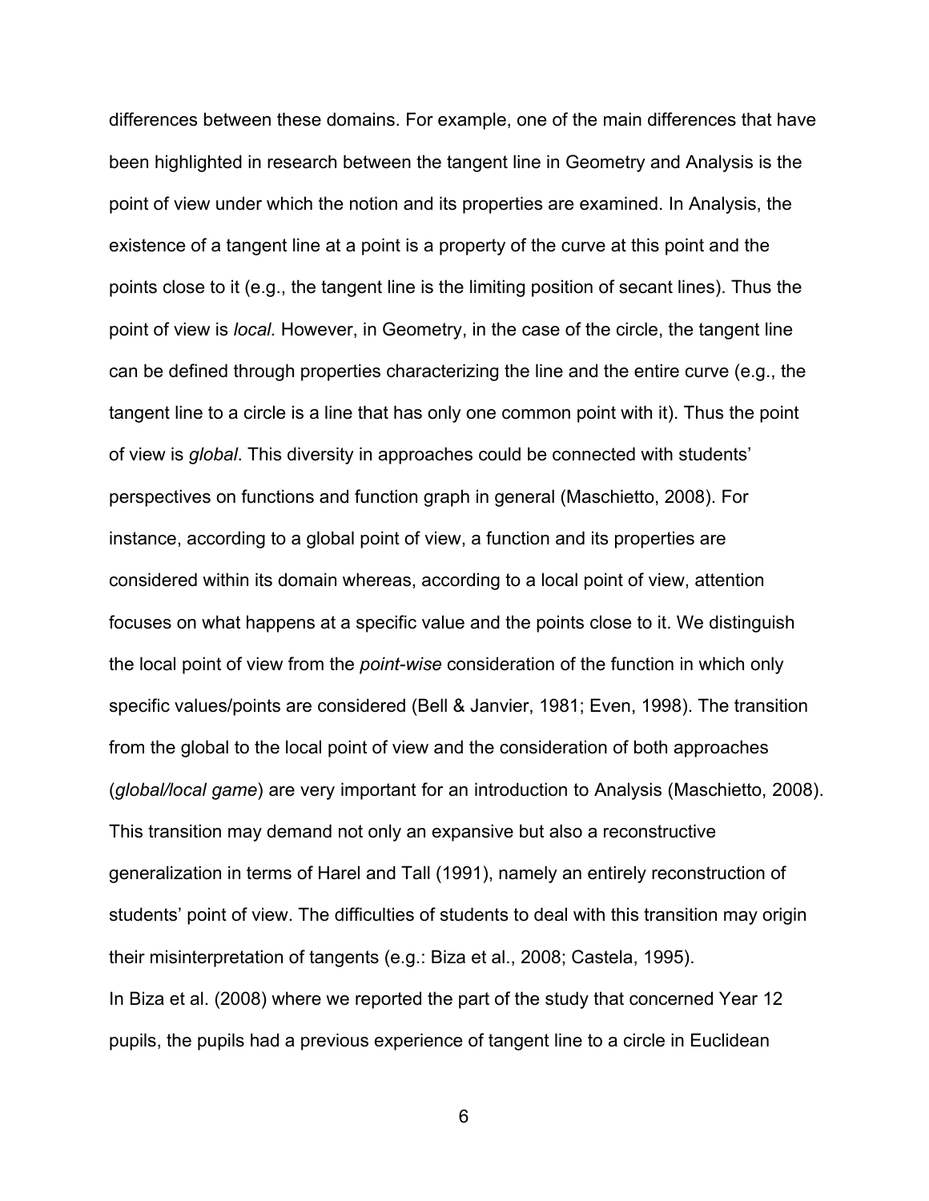differences between these domains. For example, one of the main differences that have been highlighted in research between the tangent line in Geometry and Analysis is the point of view under which the notion and its properties are examined. In Analysis, the existence of a tangent line at a point is a property of the curve at this point and the points close to it (e.g., the tangent line is the limiting position of secant lines). Thus the point of view is *local.* However, in Geometry, in the case of the circle, the tangent line can be defined through properties characterizing the line and the entire curve (e.g., the tangent line to a circle is a line that has only one common point with it). Thus the point of view is *global*. This diversity in approaches could be connected with students' perspectives on functions and function graph in general (Maschietto, 2008). For instance, according to a global point of view, a function and its properties are considered within its domain whereas, according to a local point of view, attention focuses on what happens at a specific value and the points close to it. We distinguish the local point of view from the *point-wise* consideration of the function in which only specific values/points are considered (Bell & Janvier, 1981; Even, 1998). The transition from the global to the local point of view and the consideration of both approaches (*global/local game*) are very important for an introduction to Analysis (Maschietto, 2008). This transition may demand not only an expansive but also a reconstructive generalization in terms of Harel and Tall (1991), namely an entirely reconstruction of students' point of view. The difficulties of students to deal with this transition may origin their misinterpretation of tangents (e.g.: Biza et al., 2008; Castela, 1995).

In Biza et al. (2008) where we reported the part of the study that concerned Year 12 pupils, the pupils had a previous experience of tangent line to a circle in Euclidean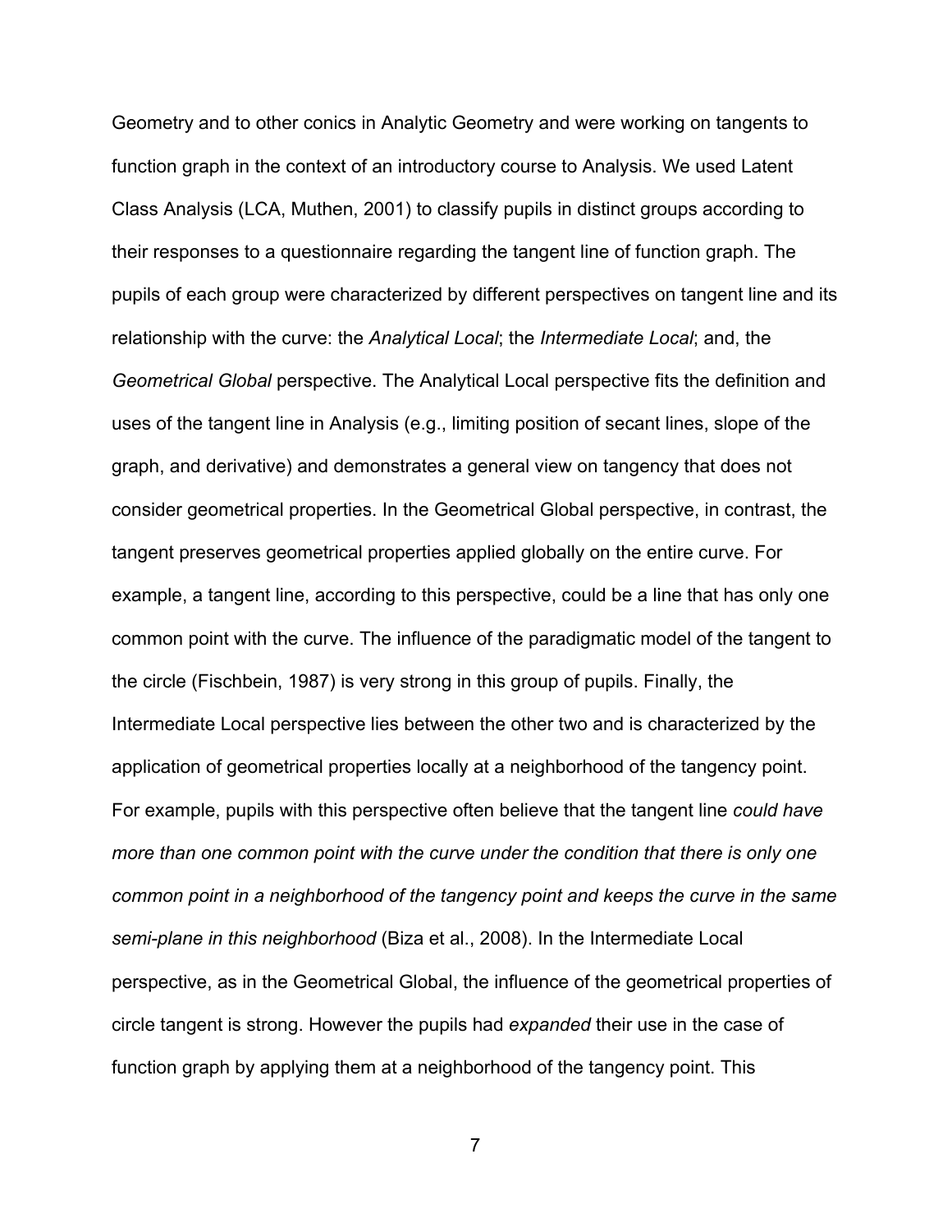Geometry and to other conics in Analytic Geometry and were working on tangents to function graph in the context of an introductory course to Analysis. We used Latent Class Analysis (LCA, Muthen, 2001) to classify pupils in distinct groups according to their responses to a questionnaire regarding the tangent line of function graph. The pupils of each group were characterized by different perspectives on tangent line and its relationship with the curve: the *Analytical Local*; the *Intermediate Local*; and, the *Geometrical Global* perspective. The Analytical Local perspective fits the definition and uses of the tangent line in Analysis (e.g., limiting position of secant lines, slope of the graph, and derivative) and demonstrates a general view on tangency that does not consider geometrical properties. In the Geometrical Global perspective, in contrast, the tangent preserves geometrical properties applied globally on the entire curve. For example, a tangent line, according to this perspective, could be a line that has only one common point with the curve. The influence of the paradigmatic model of the tangent to the circle (Fischbein, 1987) is very strong in this group of pupils. Finally, the Intermediate Local perspective lies between the other two and is characterized by the application of geometrical properties locally at a neighborhood of the tangency point. For example, pupils with this perspective often believe that the tangent line *could have more than one common point with the curve under the condition that there is only one common point in a neighborhood of the tangency point and keeps the curve in the same semi-plane in this neighborhood* (Biza et al., 2008). In the Intermediate Local perspective, as in the Geometrical Global, the influence of the geometrical properties of circle tangent is strong. However the pupils had *expanded* their use in the case of function graph by applying them at a neighborhood of the tangency point. This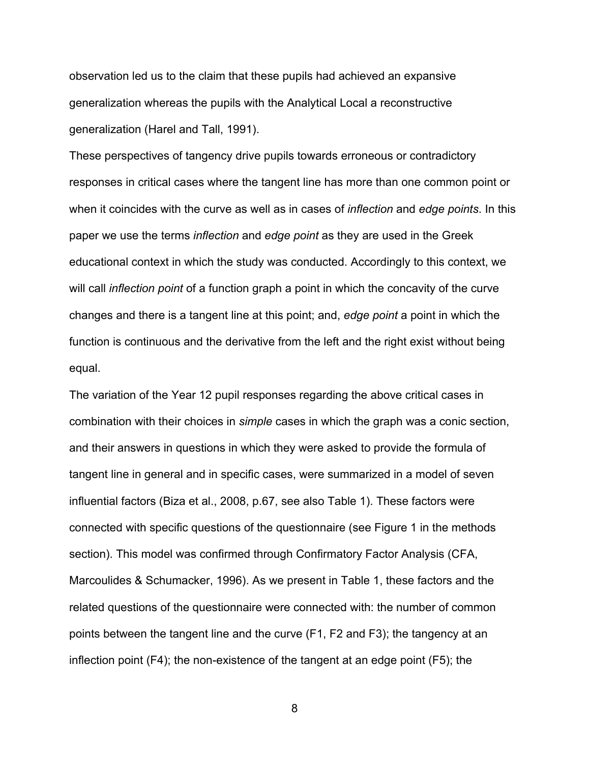observation led us to the claim that these pupils had achieved an expansive generalization whereas the pupils with the Analytical Local a reconstructive generalization (Harel and Tall, 1991).

These perspectives of tangency drive pupils towards erroneous or contradictory responses in critical cases where the tangent line has more than one common point or when it coincides with the curve as well as in cases of *inflection* and *edge points*. In this paper we use the terms *inflection* and *edge point* as they are used in the Greek educational context in which the study was conducted. Accordingly to this context, we will call *inflection point* of a function graph a point in which the concavity of the curve changes and there is a tangent line at this point; and, *edge point* a point in which the function is continuous and the derivative from the left and the right exist without being equal.

The variation of the Year 12 pupil responses regarding the above critical cases in combination with their choices in *simple* cases in which the graph was a conic section, and their answers in questions in which they were asked to provide the formula of tangent line in general and in specific cases, were summarized in a model of seven influential factors (Biza et al., 2008, p.67, see also Table 1). These factors were connected with specific questions of the questionnaire (see Figure 1 in the methods section). This model was confirmed through Confirmatory Factor Analysis (CFA, Marcoulides & Schumacker, 1996). As we present in Table 1, these factors and the related questions of the questionnaire were connected with: the number of common points between the tangent line and the curve (F1, F2 and F3); the tangency at an inflection point (F4); the non-existence of the tangent at an edge point (F5); the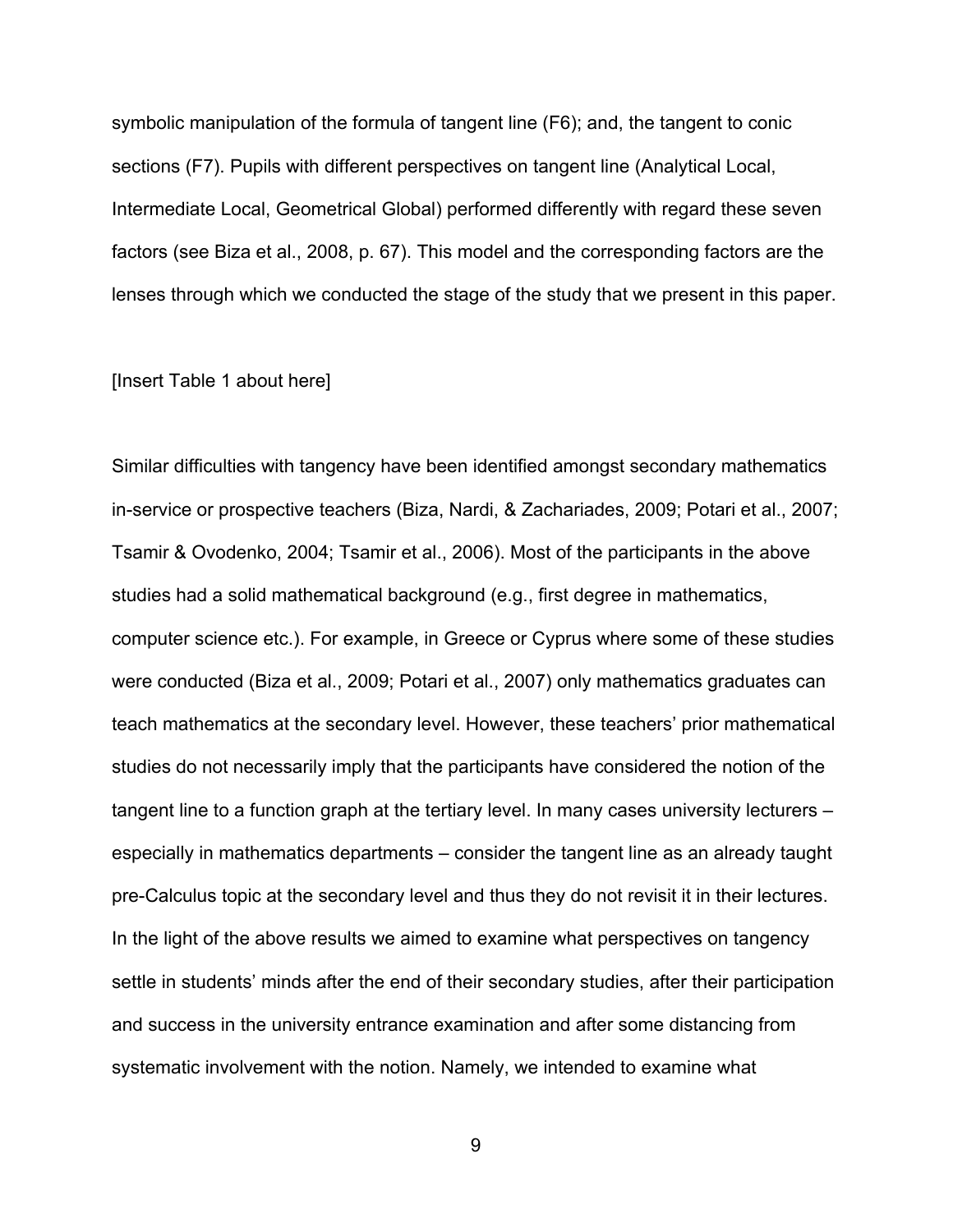symbolic manipulation of the formula of tangent line (F6); and, the tangent to conic sections (F7). Pupils with different perspectives on tangent line (Analytical Local, Intermediate Local, Geometrical Global) performed differently with regard these seven factors (see Biza et al., 2008, p. 67). This model and the corresponding factors are the lenses through which we conducted the stage of the study that we present in this paper.

[Insert Table 1 about here]

Similar difficulties with tangency have been identified amongst secondary mathematics in-service or prospective teachers (Biza, Nardi, & Zachariades, 2009; Potari et al., 2007; Tsamir & Ovodenko, 2004; Tsamir et al., 2006). Most of the participants in the above studies had a solid mathematical background (e.g., first degree in mathematics, computer science etc.). For example, in Greece or Cyprus where some of these studies were conducted (Biza et al., 2009; Potari et al., 2007) only mathematics graduates can teach mathematics at the secondary level. However, these teachers' prior mathematical studies do not necessarily imply that the participants have considered the notion of the tangent line to a function graph at the tertiary level. In many cases university lecturers – especially in mathematics departments – consider the tangent line as an already taught pre-Calculus topic at the secondary level and thus they do not revisit it in their lectures. In the light of the above results we aimed to examine what perspectives on tangency settle in students' minds after the end of their secondary studies, after their participation and success in the university entrance examination and after some distancing from systematic involvement with the notion. Namely, we intended to examine what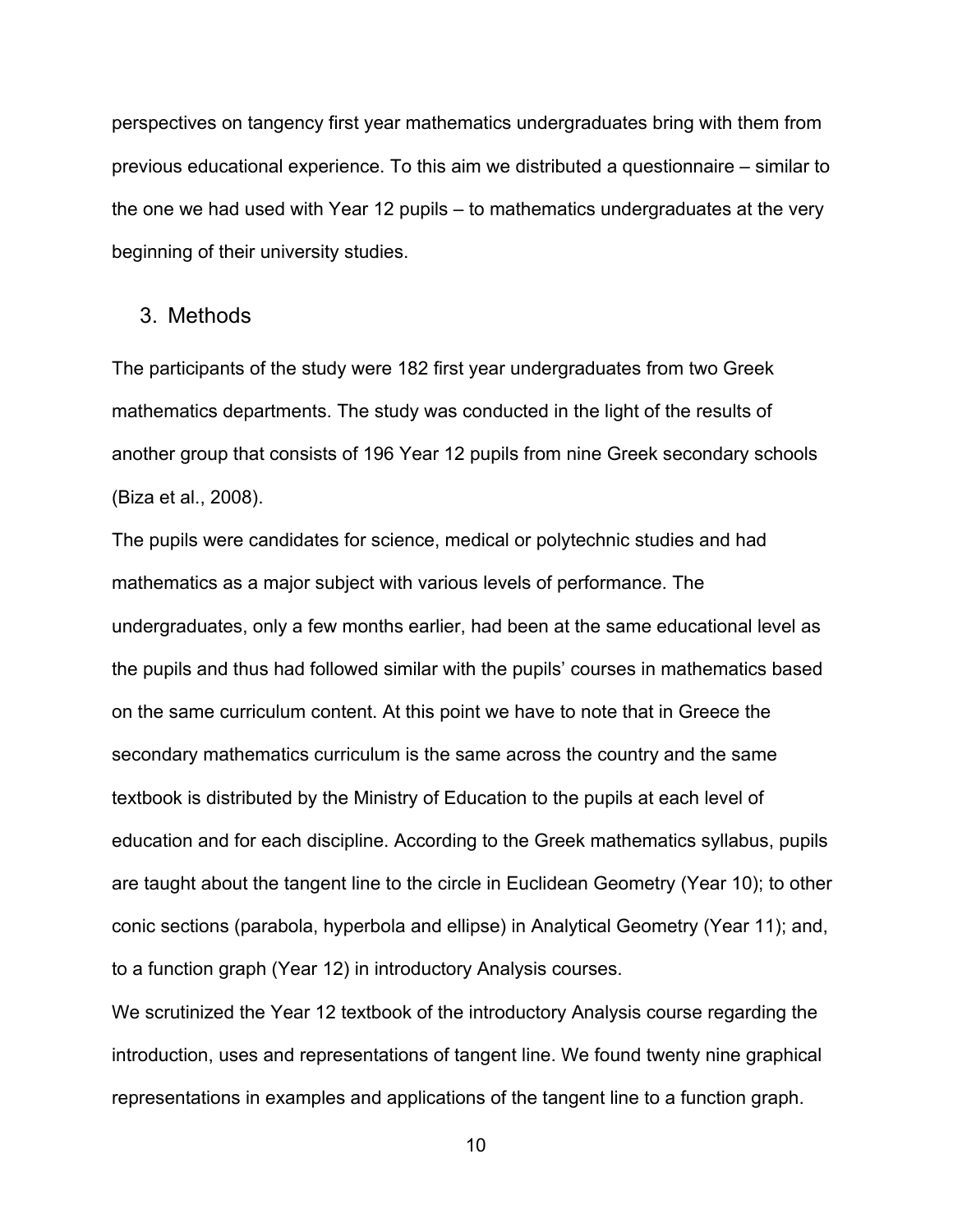perspectives on tangency first year mathematics undergraduates bring with them from previous educational experience. To this aim we distributed a questionnaire – similar to the one we had used with Year 12 pupils – to mathematics undergraduates at the very beginning of their university studies.

## 3. Methods

The participants of the study were 182 first year undergraduates from two Greek mathematics departments. The study was conducted in the light of the results of another group that consists of 196 Year 12 pupils from nine Greek secondary schools (Biza et al., 2008).

The pupils were candidates for science, medical or polytechnic studies and had mathematics as a major subject with various levels of performance. The undergraduates, only a few months earlier, had been at the same educational level as the pupils and thus had followed similar with the pupils' courses in mathematics based on the same curriculum content. At this point we have to note that in Greece the secondary mathematics curriculum is the same across the country and the same textbook is distributed by the Ministry of Education to the pupils at each level of education and for each discipline. According to the Greek mathematics syllabus, pupils are taught about the tangent line to the circle in Euclidean Geometry (Year 10); to other conic sections (parabola, hyperbola and ellipse) in Analytical Geometry (Year 11); and, to a function graph (Year 12) in introductory Analysis courses.

We scrutinized the Year 12 textbook of the introductory Analysis course regarding the introduction, uses and representations of tangent line. We found twenty nine graphical representations in examples and applications of the tangent line to a function graph.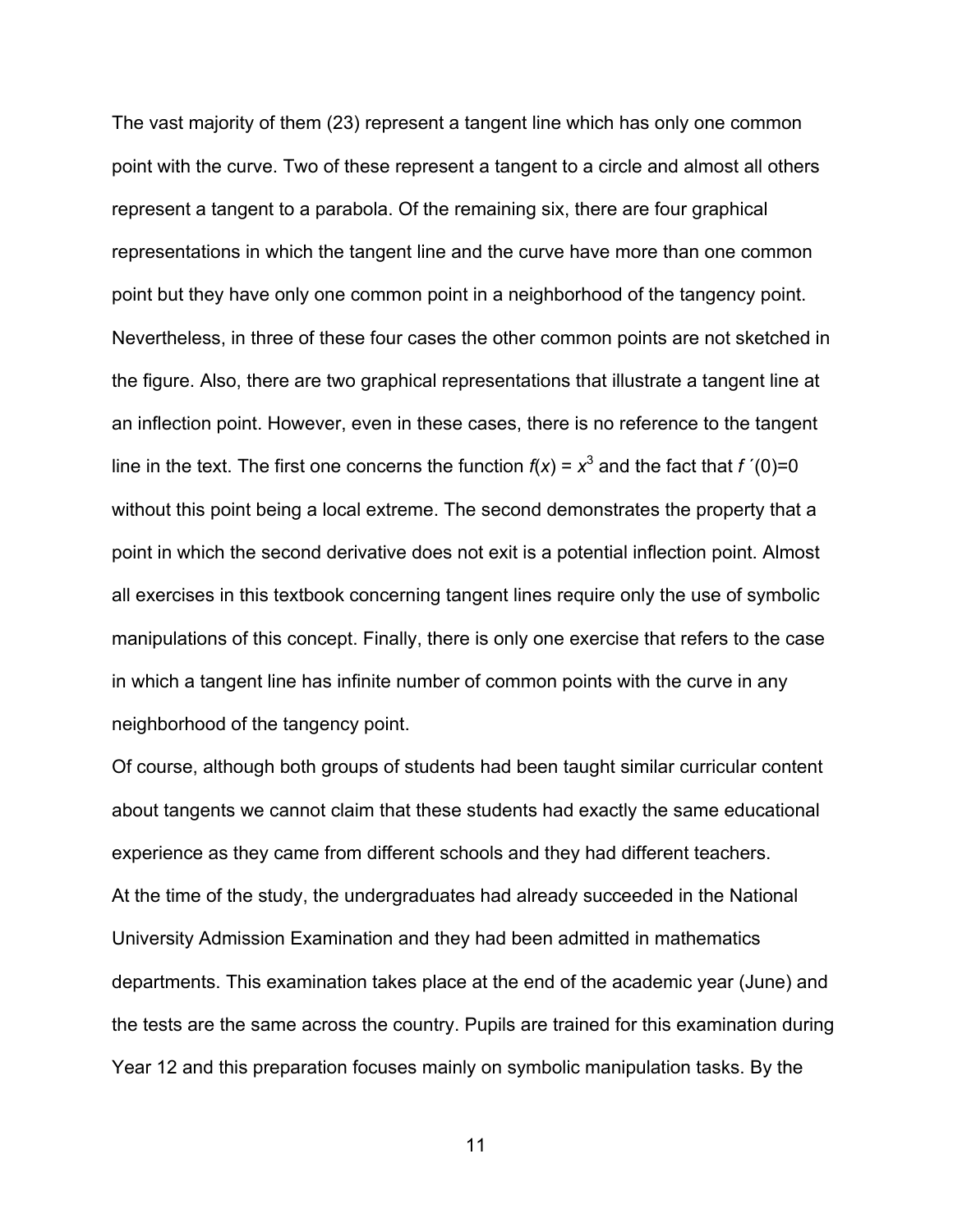The vast majority of them (23) represent a tangent line which has only one common point with the curve. Two of these represent a tangent to a circle and almost all others represent a tangent to a parabola. Of the remaining six, there are four graphical representations in which the tangent line and the curve have more than one common point but they have only one common point in a neighborhood of the tangency point. Nevertheless, in three of these four cases the other common points are not sketched in the figure. Also, there are two graphical representations that illustrate a tangent line at an inflection point. However, even in these cases, there is no reference to the tangent line in the text. The first one concerns the function $f(x) = x^3$ and the fact that $f'(0)=0$ without this point being a local extreme. The second demonstrates the property that a point in which the second derivative does not exit is a potential inflection point. Almost all exercises in this textbook concerning tangent lines require only the use of symbolic manipulations of this concept. Finally, there is only one exercise that refers to the case in which a tangent line has infinite number of common points with the curve in any neighborhood of the tangency point.

Of course, although both groups of students had been taught similar curricular content about tangents we cannot claim that these students had exactly the same educational experience as they came from different schools and they had different teachers.

At the time of the study, the undergraduates had already succeeded in the National University Admission Examination and they had been admitted in mathematics departments. This examination takes place at the end of the academic year (June) and the tests are the same across the country. Pupils are trained for this examination during Year 12 and this preparation focuses mainly on symbolic manipulation tasks. By the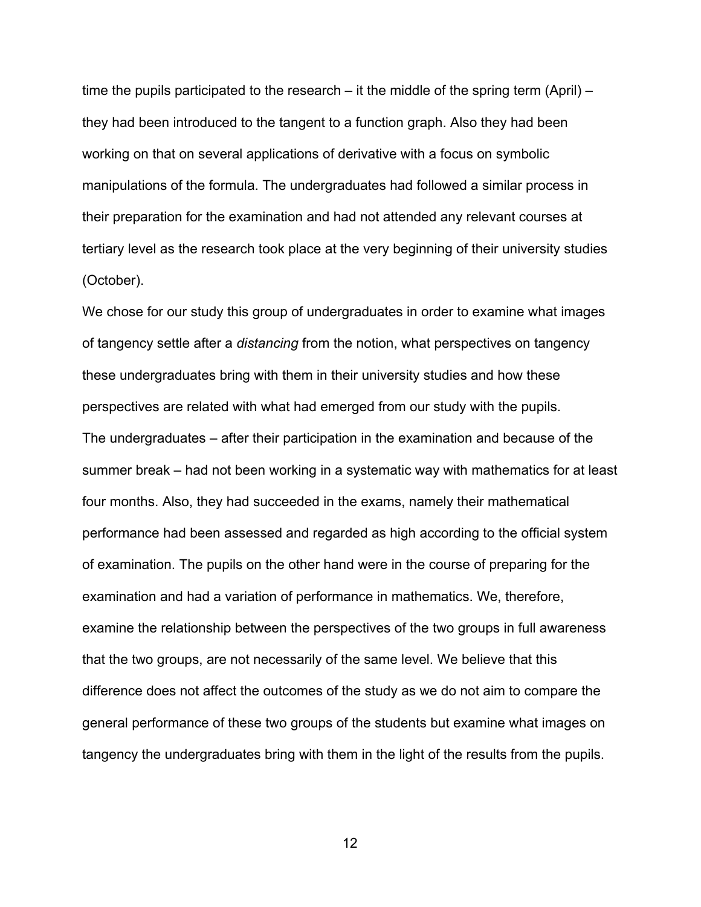time the pupils participated to the research – it the middle of the spring term (April) – they had been introduced to the tangent to a function graph. Also they had been working on that on several applications of derivative with a focus on symbolic manipulations of the formula. The undergraduates had followed a similar process in their preparation for the examination and had not attended any relevant courses at tertiary level as the research took place at the very beginning of their university studies (October).

We chose for our study this group of undergraduates in order to examine what images of tangency settle after a *distancing* from the notion, what perspectives on tangency these undergraduates bring with them in their university studies and how these perspectives are related with what had emerged from our study with the pupils.

The undergraduates – after their participation in the examination and because of the summer break – had not been working in a systematic way with mathematics for at least four months. Also, they had succeeded in the exams, namely their mathematical performance had been assessed and regarded as high according to the official system of examination. The pupils on the other hand were in the course of preparing for the examination and had a variation of performance in mathematics. We, therefore, examine the relationship between the perspectives of the two groups in full awareness that the two groups, are not necessarily of the same level. We believe that this difference does not affect the outcomes of the study as we do not aim to compare the general performance of these two groups of the students but examine what images on tangency the undergraduates bring with them in the light of the results from the pupils.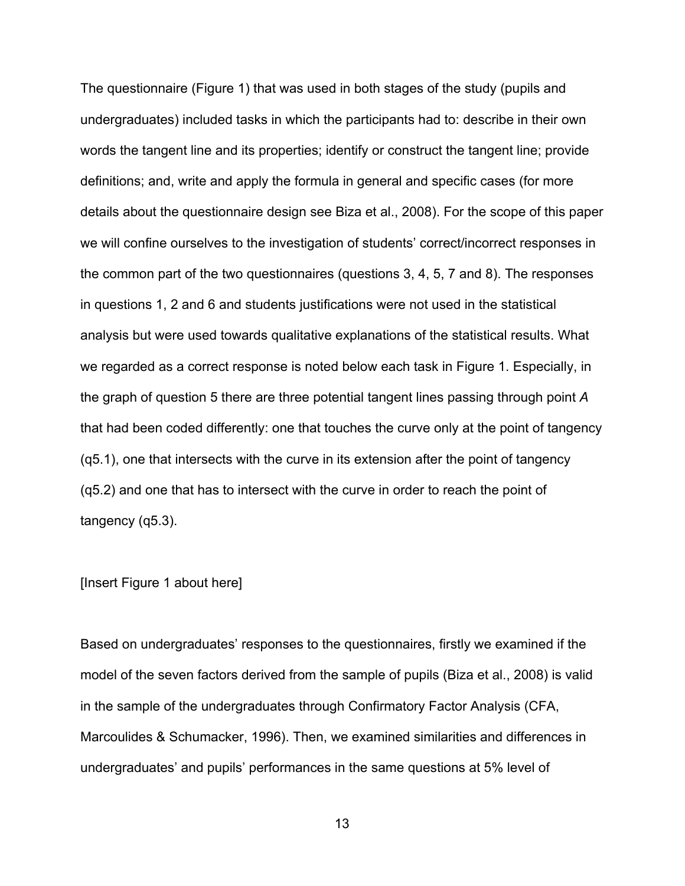The questionnaire (Figure 1) that was used in both stages of the study (pupils and undergraduates) included tasks in which the participants had to: describe in their own words the tangent line and its properties; identify or construct the tangent line; provide definitions; and, write and apply the formula in general and specific cases (for more details about the questionnaire design see Biza et al., 2008). For the scope of this paper we will confine ourselves to the investigation of students' correct/incorrect responses in the common part of the two questionnaires (questions 3, 4, 5, 7 and 8). The responses in questions 1, 2 and 6 and students justifications were not used in the statistical analysis but were used towards qualitative explanations of the statistical results. What we regarded as a correct response is noted below each task in Figure 1. Especially, in the graph of question 5 there are three potential tangent lines passing through point *A* that had been coded differently: one that touches the curve only at the point of tangency (q5.1), one that intersects with the curve in its extension after the point of tangency (q5.2) and one that has to intersect with the curve in order to reach the point of tangency (q5.3).

[Insert Figure 1 about here]

Based on undergraduates' responses to the questionnaires, firstly we examined if the model of the seven factors derived from the sample of pupils (Biza et al., 2008) is valid in the sample of the undergraduates through Confirmatory Factor Analysis (CFA, Marcoulides & Schumacker, 1996). Then, we examined similarities and differences in undergraduates' and pupils' performances in the same questions at 5% level of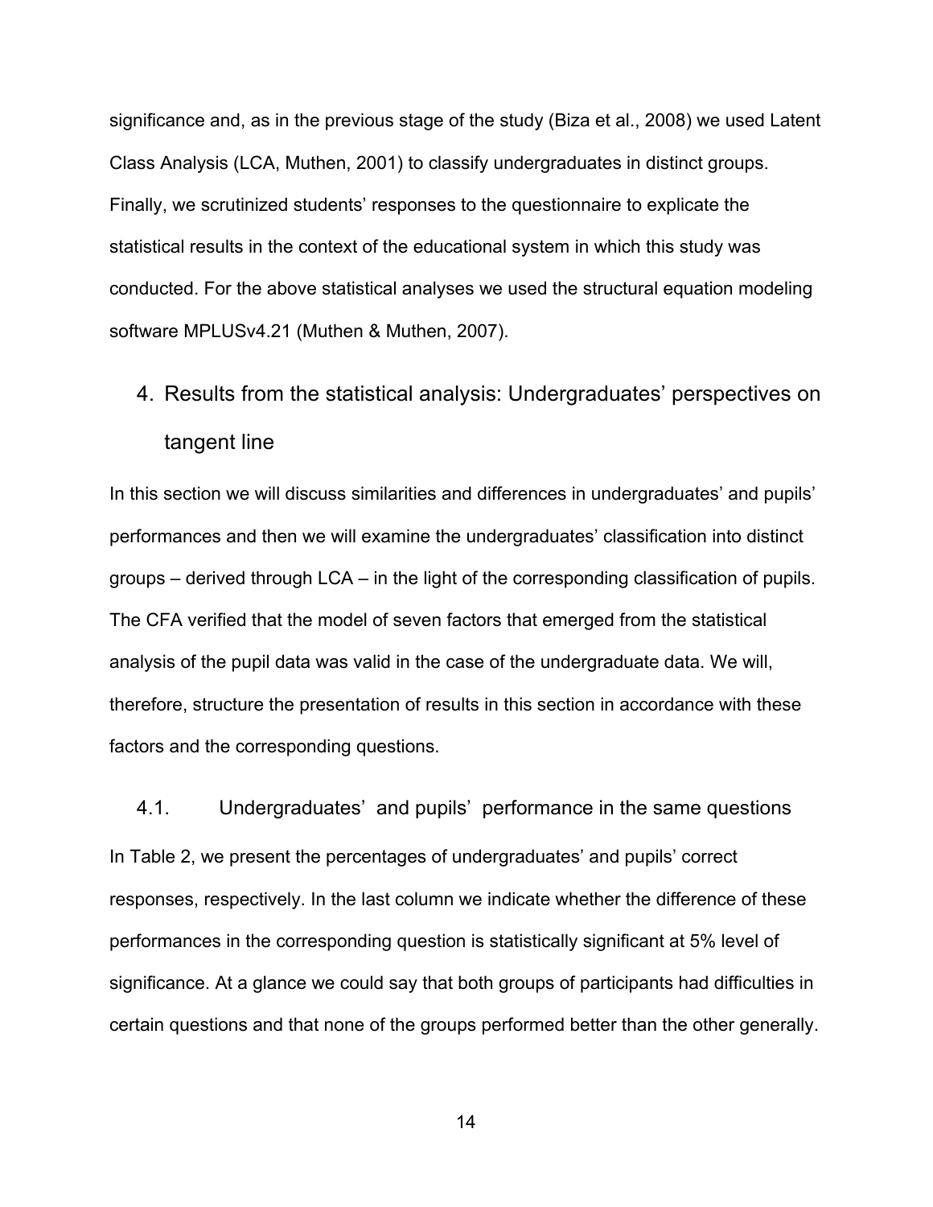significance and, as in the previous stage of the study (Biza et al., 2008) we used Latent Class Analysis (LCA, Muthen, 2001) to classify undergraduates in distinct groups. Finally, we scrutinized students' responses to the questionnaire to explicate the statistical results in the context of the educational system in which this study was conducted. For the above statistical analyses we used the structural equation modeling software MPLUSv4.21 (Muthen & Muthen, 2007).

## 4. Results from the statistical analysis: Undergraduates' perspectives on tangent line

In this section we will discuss similarities and differences in undergraduates' and pupils' performances and then we will examine the undergraduates' classification into distinct groups – derived through LCA – in the light of the corresponding classification of pupils. The CFA verified that the model of seven factors that emerged from the statistical analysis of the pupil data was valid in the case of the undergraduate data. We will, therefore, structure the presentation of results in this section in accordance with these factors and the corresponding questions.

### 4.1. Undergraduates' and pupils' performance in the same questions

In Table 2, we present the percentages of undergraduates' and pupils' correct responses, respectively. In the last column we indicate whether the difference of these performances in the corresponding question is statistically significant at 5% level of significance. At a glance we could say that both groups of participants had difficulties in certain questions and that none of the groups performed better than the other generally.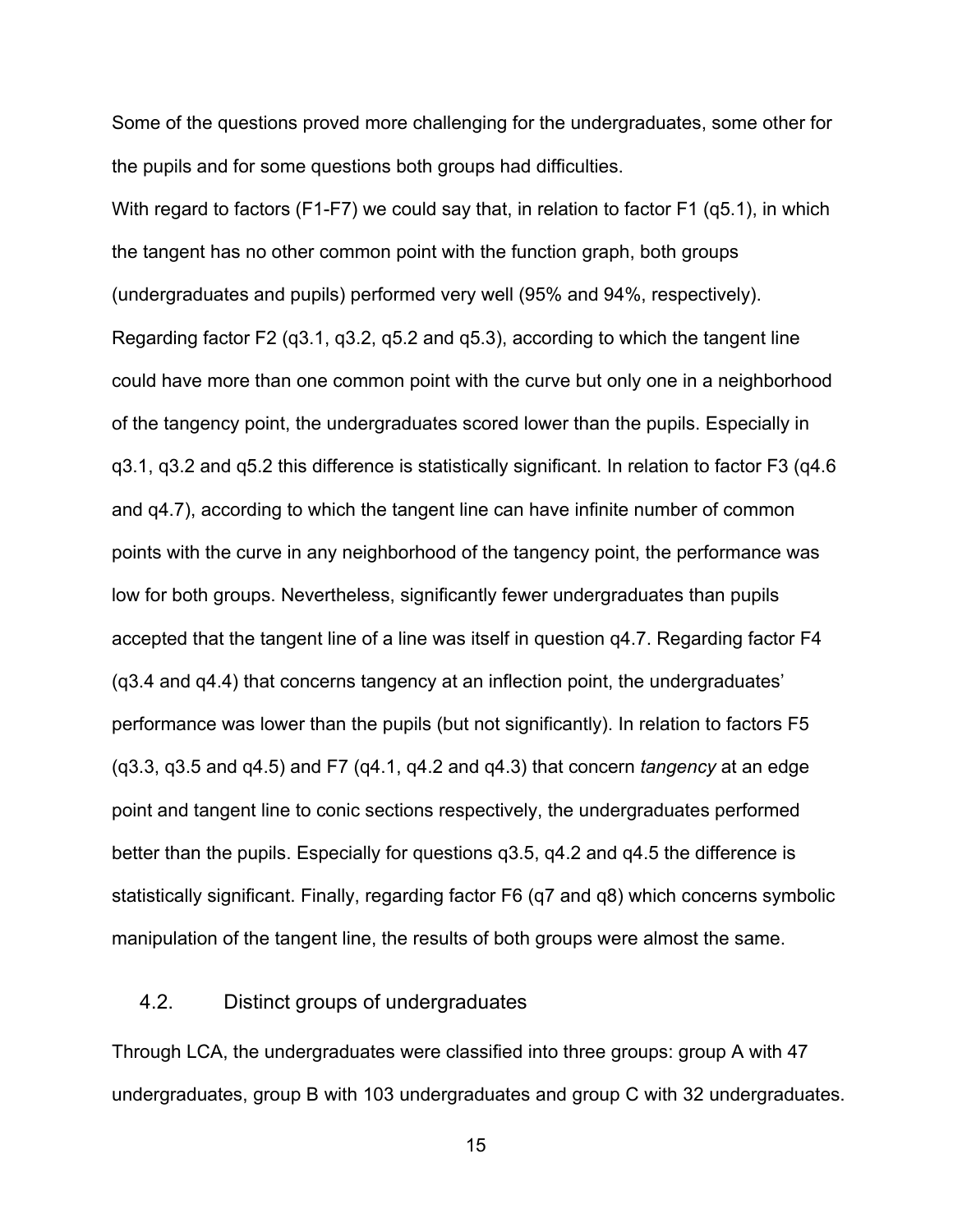Some of the questions proved more challenging for the undergraduates, some other for the pupils and for some questions both groups had difficulties.

With regard to factors (F1-F7) we could say that, in relation to factor F1 (q5.1), in which the tangent has no other common point with the function graph, both groups (undergraduates and pupils) performed very well (95% and 94%, respectively). Regarding factor F2 (q3.1, q3.2, q5.2 and q5.3), according to which the tangent line could have more than one common point with the curve but only one in a neighborhood of the tangency point, the undergraduates scored lower than the pupils. Especially in q3.1, q3.2 and q5.2 this difference is statistically significant. In relation to factor F3 (q4.6 and q4.7), according to which the tangent line can have infinite number of common points with the curve in any neighborhood of the tangency point, the performance was low for both groups. Nevertheless, significantly fewer undergraduates than pupils accepted that the tangent line of a line was itself in question q4.7. Regarding factor F4 (q3.4 and q4.4) that concerns tangency at an inflection point, the undergraduates' performance was lower than the pupils (but not significantly). In relation to factors F5 (q3.3, q3.5 and q4.5) and F7 (q4.1, q4.2 and q4.3) that concern *tangency* at an edge point and tangent line to conic sections respectively, the undergraduates performed better than the pupils. Especially for questions q3.5, q4.2 and q4.5 the difference is statistically significant. Finally, regarding factor F6 (q7 and q8) which concerns symbolic manipulation of the tangent line, the results of both groups were almost the same.

### 4.2. Distinct groups of undergraduates

Through LCA, the undergraduates were classified into three groups: group A with 47 undergraduates, group B with 103 undergraduates and group C with 32 undergraduates.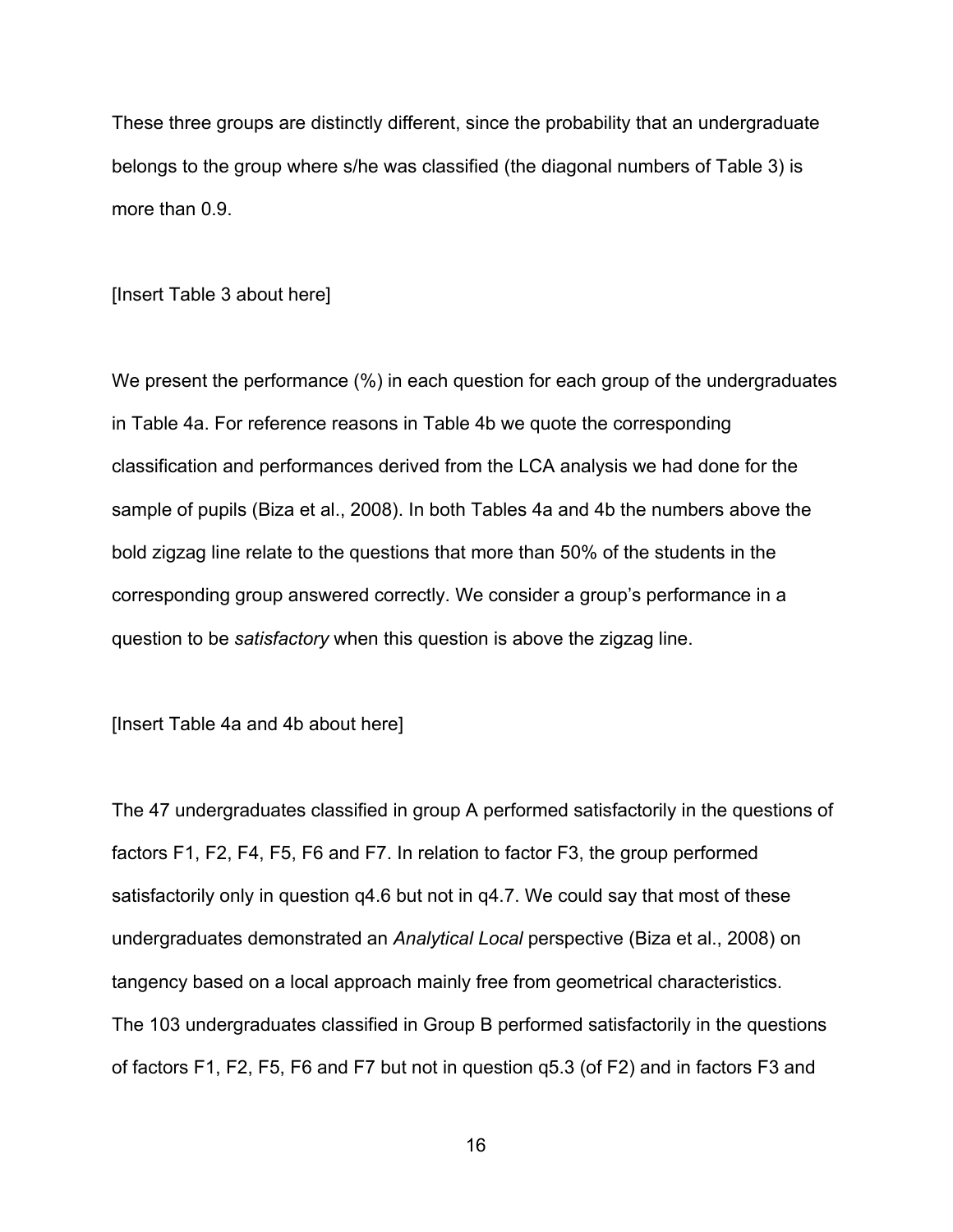These three groups are distinctly different, since the probability that an undergraduate belongs to the group where s/he was classified (the diagonal numbers of Table 3) is more than 0.9.

[Insert Table 3 about here]

We present the performance (%) in each question for each group of the undergraduates in Table 4a. For reference reasons in Table 4b we quote the corresponding classification and performances derived from the LCA analysis we had done for the sample of pupils (Biza et al., 2008). In both Tables 4a and 4b the numbers above the bold zigzag line relate to the questions that more than 50% of the students in the corresponding group answered correctly. We consider a group's performance in a question to be *satisfactory* when this question is above the zigzag line.

[Insert Table 4a and 4b about here]

The 47 undergraduates classified in group A performed satisfactorily in the questions of factors F1, F2, F4, F5, F6 and F7. In relation to factor F3, the group performed satisfactorily only in question q4.6 but not in q4.7. We could say that most of these undergraduates demonstrated an *Analytical Local* perspective (Biza et al., 2008) on tangency based on a local approach mainly free from geometrical characteristics. The 103 undergraduates classified in Group B performed satisfactorily in the questions of factors F1, F2, F5, F6 and F7 but not in question q5.3 (of F2) and in factors F3 and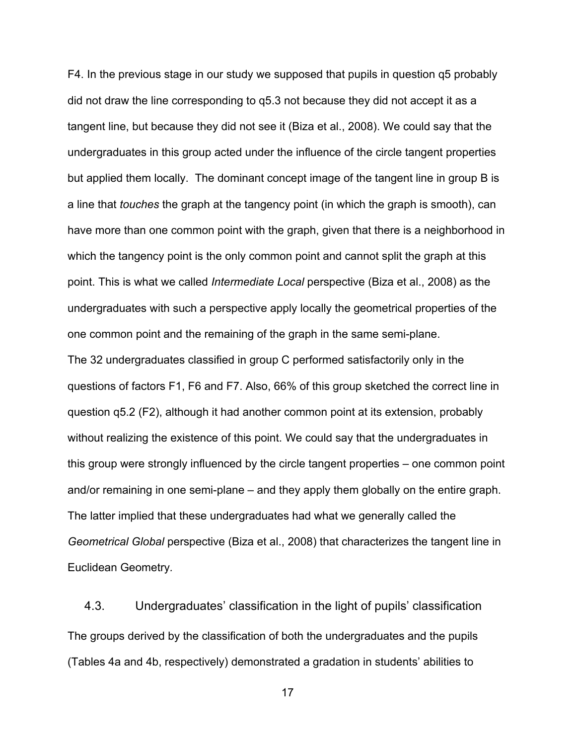F4. In the previous stage in our study we supposed that pupils in question q5 probably did not draw the line corresponding to q5.3 not because they did not accept it as a tangent line, but because they did not see it (Biza et al., 2008). We could say that the undergraduates in this group acted under the influence of the circle tangent properties but applied them locally. The dominant concept image of the tangent line in group B is a line that *touches* the graph at the tangency point (in which the graph is smooth), can have more than one common point with the graph, given that there is a neighborhood in which the tangency point is the only common point and cannot split the graph at this point. This is what we called *Intermediate Local* perspective (Biza et al., 2008) as the undergraduates with such a perspective apply locally the geometrical properties of the one common point and the remaining of the graph in the same semi-plane.

The 32 undergraduates classified in group C performed satisfactorily only in the questions of factors F1, F6 and F7. Also, 66% of this group sketched the correct line in question q5.2 (F2), although it had another common point at its extension, probably without realizing the existence of this point. We could say that the undergraduates in this group were strongly influenced by the circle tangent properties – one common point and/or remaining in one semi-plane – and they apply them globally on the entire graph. The latter implied that these undergraduates had what we generally called the *Geometrical Global* perspective (Biza et al., 2008) that characterizes the tangent line in Euclidean Geometry.

### 4.3. Undergraduates' classification in the light of pupils' classification

The groups derived by the classification of both the undergraduates and the pupils (Tables 4a and 4b, respectively) demonstrated a gradation in students' abilities to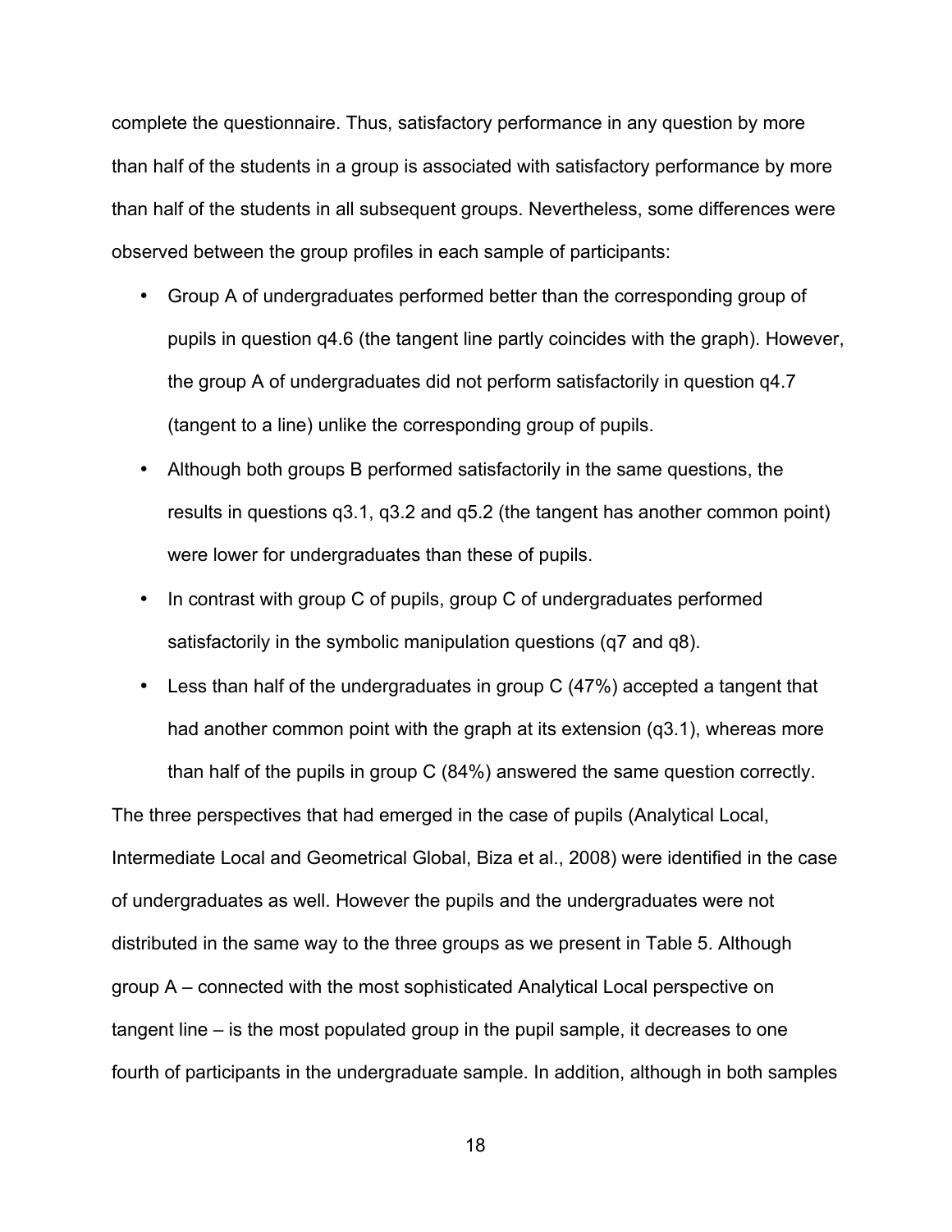complete the questionnaire. Thus, satisfactory performance in any question by more than half of the students in a group is associated with satisfactory performance by more than half of the students in all subsequent groups. Nevertheless, some differences were observed between the group profiles in each sample of participants:

- Group A of undergraduates performed better than the corresponding group of pupils in question q4.6 (the tangent line partly coincides with the graph). However, the group A of undergraduates did not perform satisfactorily in question q4.7 (tangent to a line) unlike the corresponding group of pupils.
- Although both groups B performed satisfactorily in the same questions, the results in questions q3.1, q3.2 and q5.2 (the tangent has another common point) were lower for undergraduates than these of pupils.
- In contrast with group C of pupils, group C of undergraduates performed satisfactorily in the symbolic manipulation questions (q7 and q8).
- Less than half of the undergraduates in group C (47%) accepted a tangent that had another common point with the graph at its extension (q3.1), whereas more than half of the pupils in group C (84%) answered the same question correctly.

The three perspectives that had emerged in the case of pupils (Analytical Local, Intermediate Local and Geometrical Global, Biza et al., 2008) were identified in the case of undergraduates as well. However the pupils and the undergraduates were not distributed in the same way to the three groups as we present in Table 5. Although group A – connected with the most sophisticated Analytical Local perspective on tangent line – is the most populated group in the pupil sample, it decreases to one fourth of participants in the undergraduate sample. In addition, although in both samples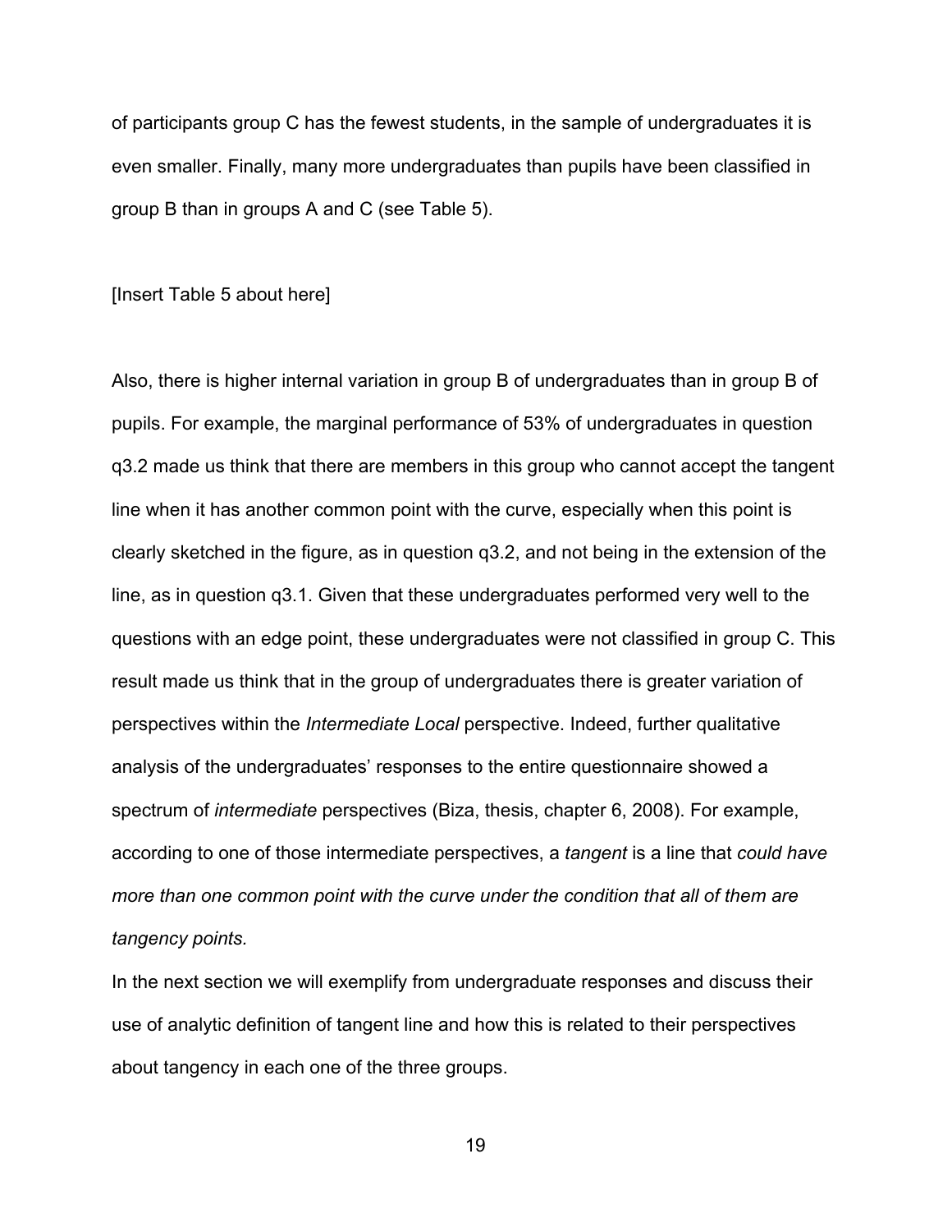of participants group C has the fewest students, in the sample of undergraduates it is even smaller. Finally, many more undergraduates than pupils have been classified in group B than in groups A and C (see Table 5).

[Insert Table 5 about here]

Also, there is higher internal variation in group B of undergraduates than in group B of pupils. For example, the marginal performance of 53% of undergraduates in question q3.2 made us think that there are members in this group who cannot accept the tangent line when it has another common point with the curve, especially when this point is clearly sketched in the figure, as in question q3.2, and not being in the extension of the line, as in question q3.1. Given that these undergraduates performed very well to the questions with an edge point, these undergraduates were not classified in group C. This result made us think that in the group of undergraduates there is greater variation of perspectives within the *Intermediate Local* perspective. Indeed, further qualitative analysis of the undergraduates' responses to the entire questionnaire showed a spectrum of *intermediate* perspectives (Biza, thesis, chapter 6, 2008). For example, according to one of those intermediate perspectives, a *tangent* is a line that *could have more than one common point with the curve under the condition that all of them are tangency points.*

In the next section we will exemplify from undergraduate responses and discuss their use of analytic definition of tangent line and how this is related to their perspectives about tangency in each one of the three groups.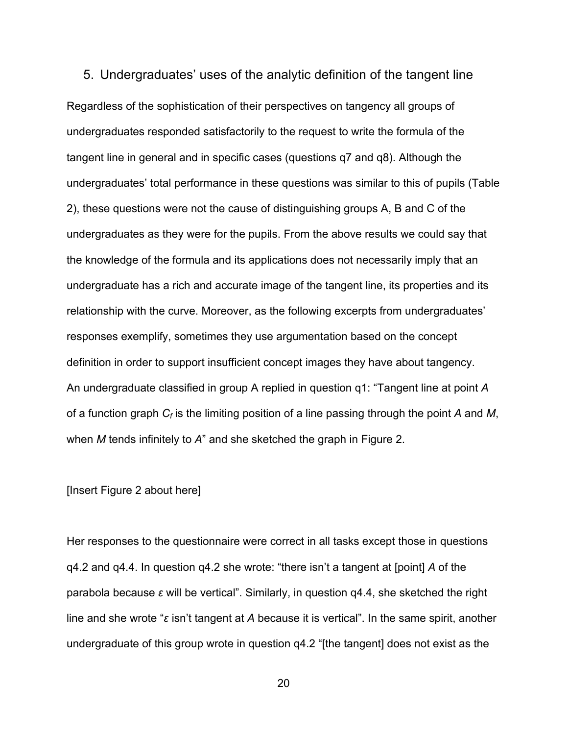## 5. Undergraduates' uses of the analytic definition of the tangent line

Regardless of the sophistication of their perspectives on tangency all groups of undergraduates responded satisfactorily to the request to write the formula of the tangent line in general and in specific cases (questions q7 and q8). Although the undergraduates' total performance in these questions was similar to this of pupils (Table 2), these questions were not the cause of distinguishing groups A, B and C of the undergraduates as they were for the pupils. From the above results we could say that the knowledge of the formula and its applications does not necessarily imply that an undergraduate has a rich and accurate image of the tangent line, its properties and its relationship with the curve. Moreover, as the following excerpts from undergraduates' responses exemplify, sometimes they use argumentation based on the concept definition in order to support insufficient concept images they have about tangency.

An undergraduate classified in group A replied in question q1: "Tangent line at point *A* of a function graph $C_f$ is the limiting position of a line passing through the point *A* and *M*, when *M* tends infinitely to *A*" and she sketched the graph in Figure 2.

[Insert Figure 2 about here]

Her responses to the questionnaire were correct in all tasks except those in questions q4.2 and q4.4. In question q4.2 she wrote: "there isn't a tangent at [point] *A* of the parabola because $\varepsilon$ will be vertical". Similarly, in question q4.4, she sketched the right line and she wrote "$\varepsilon$ isn't tangent at *A* because it is vertical". In the same spirit, another undergraduate of this group wrote in question q4.2 "[the tangent] does not exist as the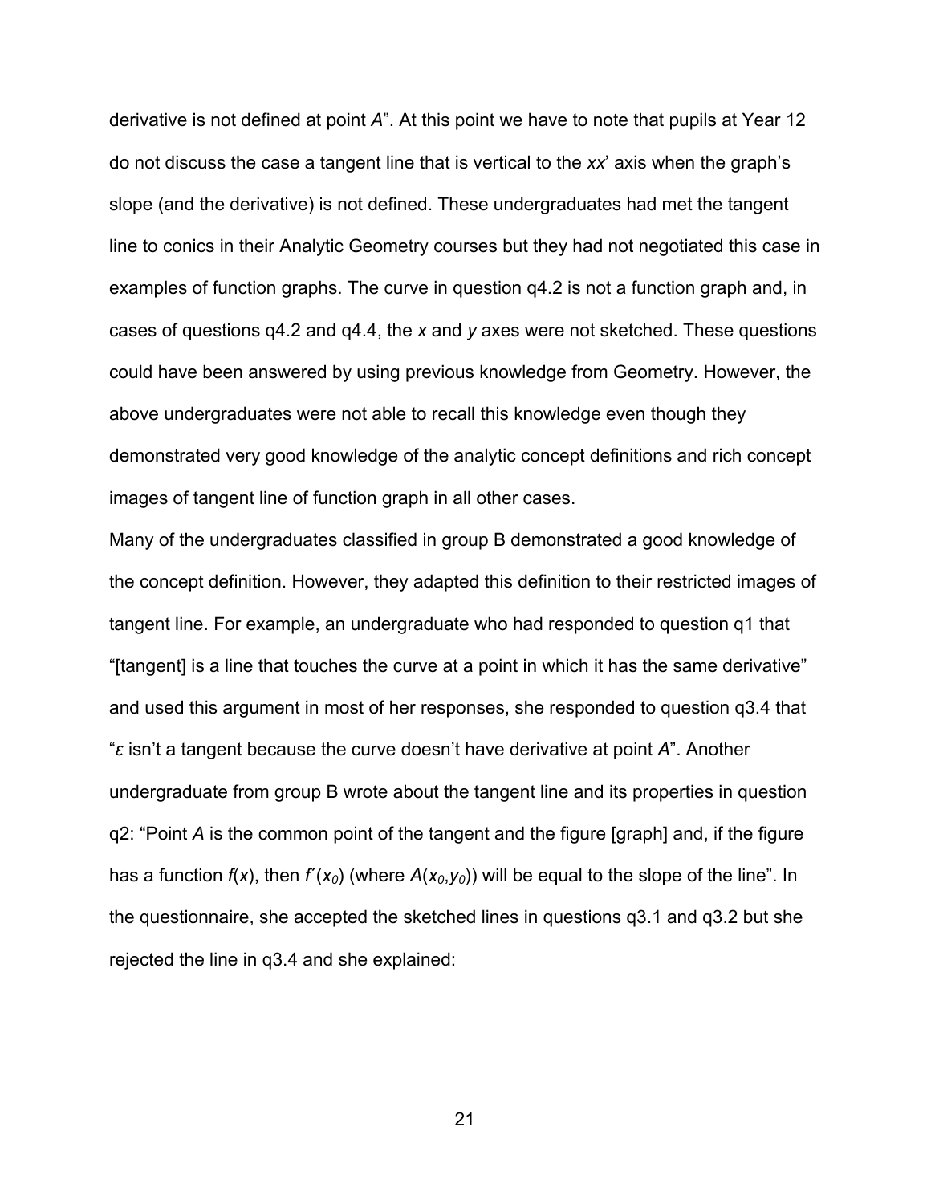derivative is not defined at point *A*". At this point we have to note that pupils at Year 12 do not discuss the case a tangent line that is vertical to the *xx*' axis when the graph's slope (and the derivative) is not defined. These undergraduates had met the tangent line to conics in their Analytic Geometry courses but they had not negotiated this case in examples of function graphs. The curve in question q4.2 is not a function graph and, in cases of questions q4.2 and q4.4, the *x* and *y* axes were not sketched. These questions could have been answered by using previous knowledge from Geometry. However, the above undergraduates were not able to recall this knowledge even though they demonstrated very good knowledge of the analytic concept definitions and rich concept images of tangent line of function graph in all other cases.

Many of the undergraduates classified in group B demonstrated a good knowledge of the concept definition. However, they adapted this definition to their restricted images of tangent line. For example, an undergraduate who had responded to question q1 that "[tangent] is a line that touches the curve at a point in which it has the same derivative" and used this argument in most of her responses, she responded to question q3.4 that "*ε* isn't a tangent because the curve doesn't have derivative at point *A*". Another undergraduate from group B wrote about the tangent line and its properties in question q2: "Point *A* is the common point of the tangent and the figure [graph] and, if the figure has a function $f(x)$, then $f'(x_0)$ (where $A(x_0,y_0)$) will be equal to the slope of the line". In the questionnaire, she accepted the sketched lines in questions q3.1 and q3.2 but she rejected the line in q3.4 and she explained: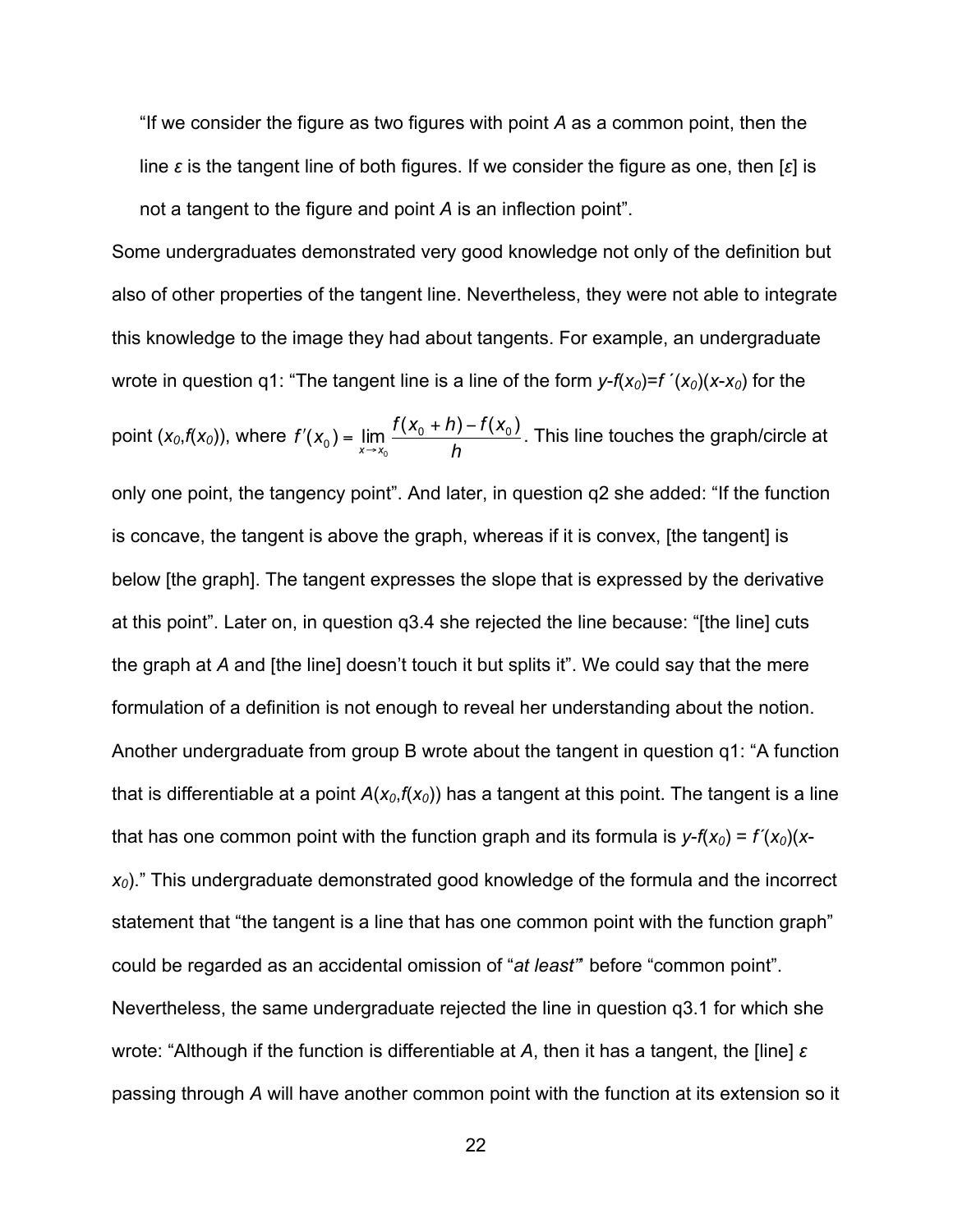> "If we consider the figure as two figures with point *A* as a common point, then the line *ε* is the tangent line of both figures. If we consider the figure as one, then [*ε*] is not a tangent to the figure and point *A* is an inflection point".

Some undergraduates demonstrated very good knowledge not only of the definition but also of other properties of the tangent line. Nevertheless, they were not able to integrate this knowledge to the image they had about tangents. For example, an undergraduate wrote in question q1: "The tangent line is a line of the form $y-f(x_0)=f'(x_0)(x-x_0)$ for the point $(x_0,f(x_0))$, where $f'(x_0)=\lim_{x\to x_0}\frac{f(x_0+h)-f(x_0)}{h}$. This line touches the graph/circle at only one point, the tangency point". And later, in question q2 she added: "If the function is concave, the tangent is above the graph, whereas if it is convex, [the tangent] is below [the graph]. The tangent expresses the slope that is expressed by the derivative at this point". Later on, in question q3.4 she rejected the line because: "[the line] cuts the graph at *A* and [the line] doesn't touch it but splits it". We could say that the mere formulation of a definition is not enough to reveal her understanding about the notion. Another undergraduate from group B wrote about the tangent in question q1: "A function that is differentiable at a point $A(x_0,f(x_0))$ has a tangent at this point. The tangent is a line that has one common point with the function graph and its formula is $y-f(x_0) = f'(x_0)(x-x_0)$." This undergraduate demonstrated good knowledge of the formula and the incorrect statement that "the tangent is a line that has one common point with the function graph" could be regarded as an accidental omission of "*at least*" before "common point". Nevertheless, the same undergraduate rejected the line in question q3.1 for which she wrote: "Although if the function is differentiable at *A*, then it has a tangent, the [line] *ε* passing through *A* will have another common point with the function at its extension so it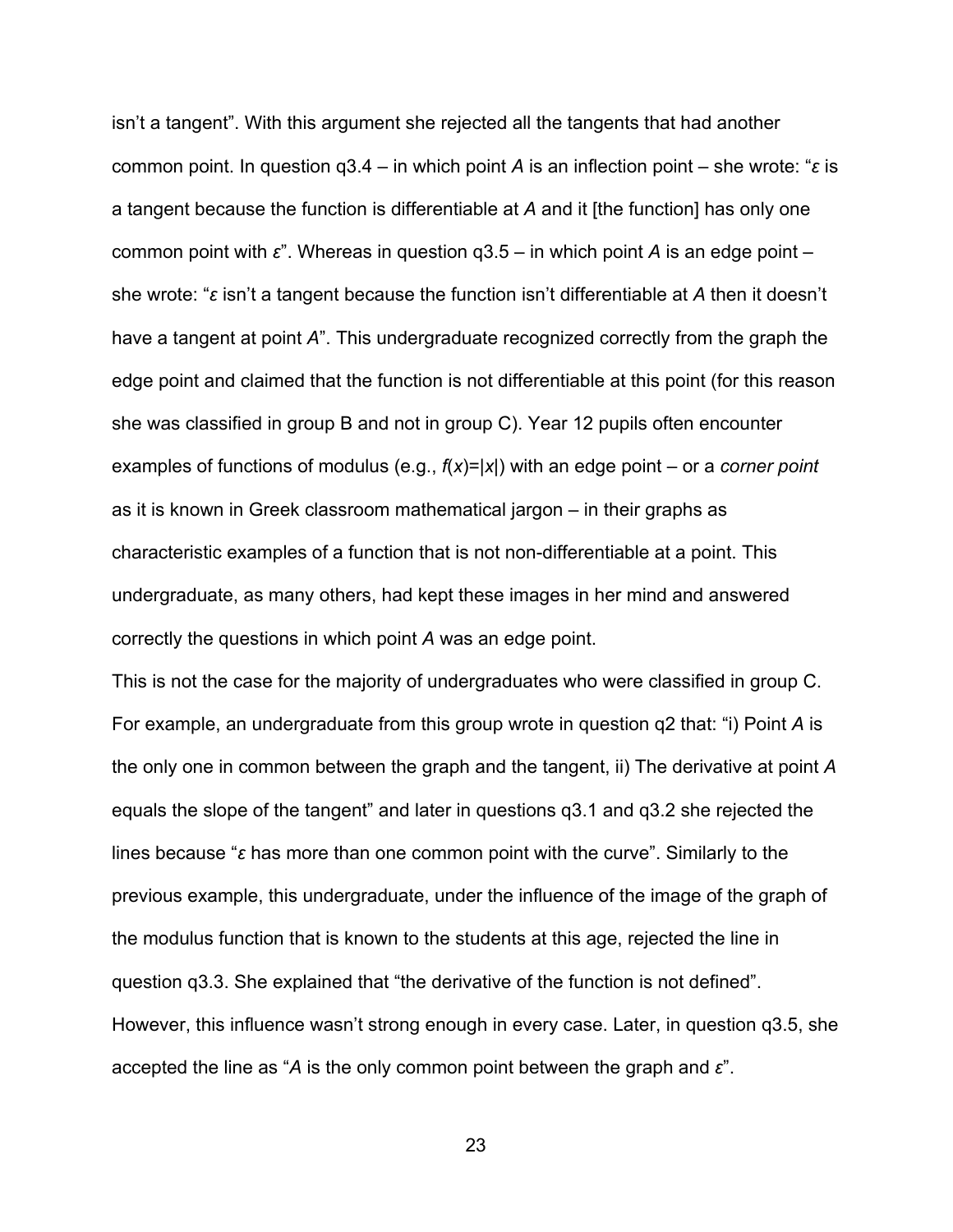isn't a tangent". With this argument she rejected all the tangents that had another common point. In question q3.4 – in which point *A* is an inflection point – she wrote: "*ε* is a tangent because the function is differentiable at *A* and it [the function] has only one common point with *ε*". Whereas in question q3.5 – in which point *A* is an edge point – she wrote: "*ε* isn't a tangent because the function isn't differentiable at *A* then it doesn't have a tangent at point *A*". This undergraduate recognized correctly from the graph the edge point and claimed that the function is not differentiable at this point (for this reason she was classified in group B and not in group C). Year 12 pupils often encounter examples of functions of modulus (e.g., $f(x)=|x|$) with an edge point – or a *corner point* as it is known in Greek classroom mathematical jargon – in their graphs as characteristic examples of a function that is not non-differentiable at a point. This undergraduate, as many others, had kept these images in her mind and answered correctly the questions in which point *A* was an edge point.

This is not the case for the majority of undergraduates who were classified in group C. For example, an undergraduate from this group wrote in question q2 that: "i) Point *A* is the only one in common between the graph and the tangent, ii) The derivative at point *A* equals the slope of the tangent" and later in questions q3.1 and q3.2 she rejected the lines because "*ε* has more than one common point with the curve". Similarly to the previous example, this undergraduate, under the influence of the image of the graph of the modulus function that is known to the students at this age, rejected the line in question q3.3. She explained that "the derivative of the function is not defined". However, this influence wasn't strong enough in every case. Later, in question q3.5, she accepted the line as "*A* is the only common point between the graph and *ε*".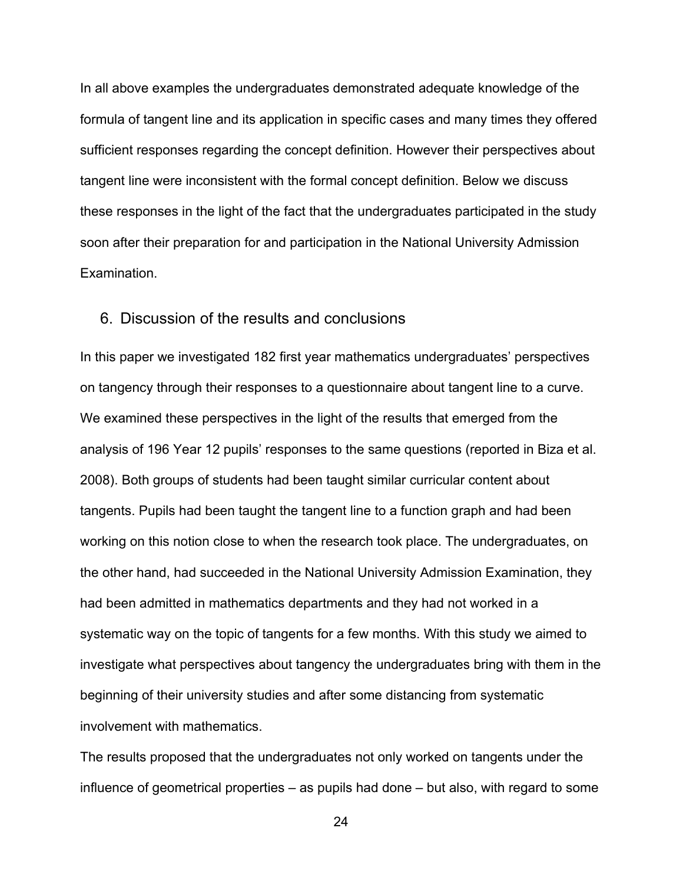In all above examples the undergraduates demonstrated adequate knowledge of the formula of tangent line and its application in specific cases and many times they offered sufficient responses regarding the concept definition. However their perspectives about tangent line were inconsistent with the formal concept definition. Below we discuss these responses in the light of the fact that the undergraduates participated in the study soon after their preparation for and participation in the National University Admission Examination.

## 6. Discussion of the results and conclusions

In this paper we investigated 182 first year mathematics undergraduates' perspectives on tangency through their responses to a questionnaire about tangent line to a curve. We examined these perspectives in the light of the results that emerged from the analysis of 196 Year 12 pupils' responses to the same questions (reported in Biza et al. 2008). Both groups of students had been taught similar curricular content about tangents. Pupils had been taught the tangent line to a function graph and had been working on this notion close to when the research took place. The undergraduates, on the other hand, had succeeded in the National University Admission Examination, they had been admitted in mathematics departments and they had not worked in a systematic way on the topic of tangents for a few months. With this study we aimed to investigate what perspectives about tangency the undergraduates bring with them in the beginning of their university studies and after some distancing from systematic involvement with mathematics.

The results proposed that the undergraduates not only worked on tangents under the influence of geometrical properties – as pupils had done – but also, with regard to some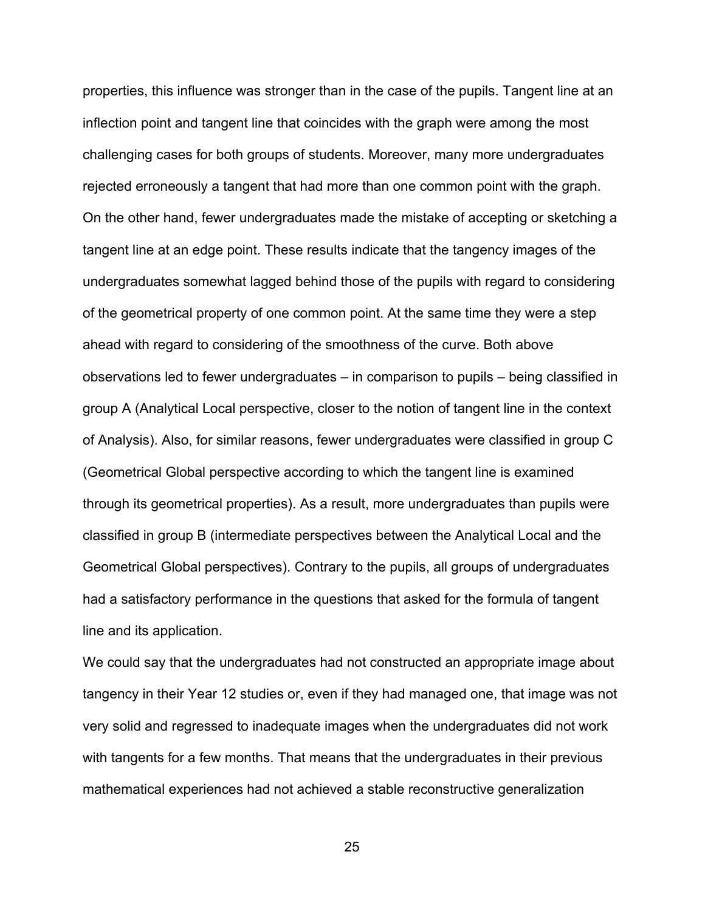properties, this influence was stronger than in the case of the pupils. Tangent line at an inflection point and tangent line that coincides with the graph were among the most challenging cases for both groups of students. Moreover, many more undergraduates rejected erroneously a tangent that had more than one common point with the graph. On the other hand, fewer undergraduates made the mistake of accepting or sketching a tangent line at an edge point. These results indicate that the tangency images of the undergraduates somewhat lagged behind those of the pupils with regard to considering of the geometrical property of one common point. At the same time they were a step ahead with regard to considering of the smoothness of the curve. Both above observations led to fewer undergraduates – in comparison to pupils – being classified in group A (Analytical Local perspective, closer to the notion of tangent line in the context of Analysis). Also, for similar reasons, fewer undergraduates were classified in group C (Geometrical Global perspective according to which the tangent line is examined through its geometrical properties). As a result, more undergraduates than pupils were classified in group B (intermediate perspectives between the Analytical Local and the Geometrical Global perspectives). Contrary to the pupils, all groups of undergraduates had a satisfactory performance in the questions that asked for the formula of tangent line and its application.

We could say that the undergraduates had not constructed an appropriate image about tangency in their Year 12 studies or, even if they had managed one, that image was not very solid and regressed to inadequate images when the undergraduates did not work with tangents for a few months. That means that the undergraduates in their previous mathematical experiences had not achieved a stable reconstructive generalization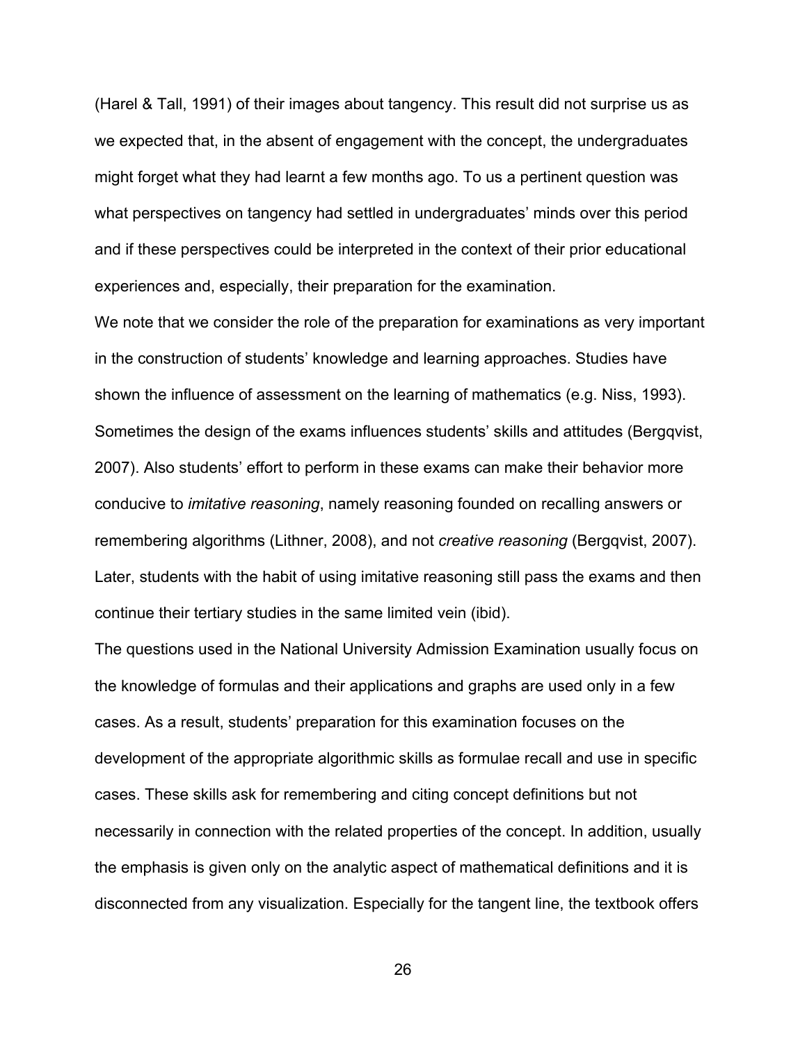(Harel & Tall, 1991) of their images about tangency. This result did not surprise us as we expected that, in the absent of engagement with the concept, the undergraduates might forget what they had learnt a few months ago. To us a pertinent question was what perspectives on tangency had settled in undergraduates' minds over this period and if these perspectives could be interpreted in the context of their prior educational experiences and, especially, their preparation for the examination.

We note that we consider the role of the preparation for examinations as very important in the construction of students' knowledge and learning approaches. Studies have shown the influence of assessment on the learning of mathematics (e.g. Niss, 1993). Sometimes the design of the exams influences students' skills and attitudes (Bergqvist, 2007). Also students' effort to perform in these exams can make their behavior more conducive to *imitative reasoning*, namely reasoning founded on recalling answers or remembering algorithms (Lithner, 2008), and not *creative reasoning* (Bergqvist, 2007). Later, students with the habit of using imitative reasoning still pass the exams and then continue their tertiary studies in the same limited vein (ibid).

The questions used in the National University Admission Examination usually focus on the knowledge of formulas and their applications and graphs are used only in a few cases. As a result, students' preparation for this examination focuses on the development of the appropriate algorithmic skills as formulae recall and use in specific cases. These skills ask for remembering and citing concept definitions but not necessarily in connection with the related properties of the concept. In addition, usually the emphasis is given only on the analytic aspect of mathematical definitions and it is disconnected from any visualization. Especially for the tangent line, the textbook offers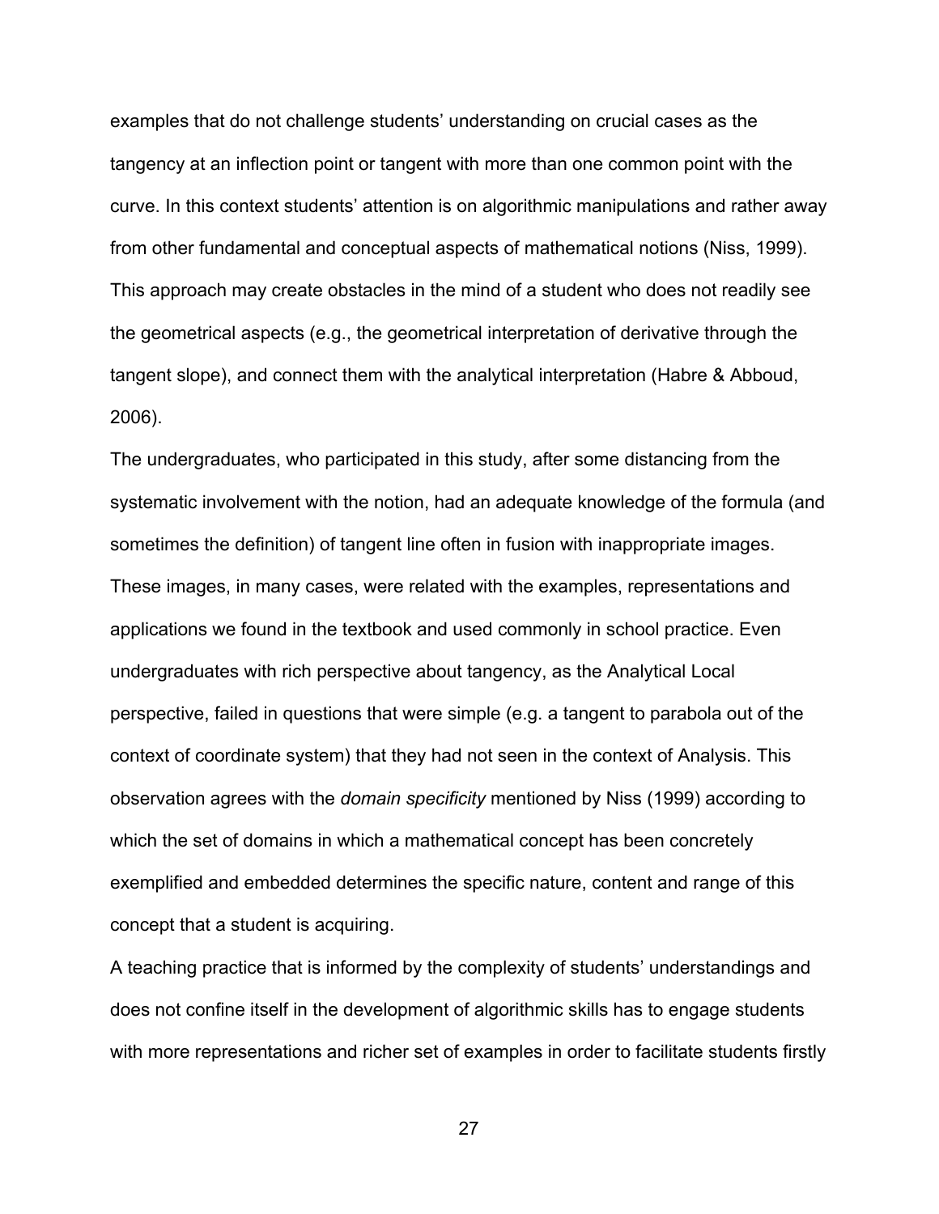examples that do not challenge students' understanding on crucial cases as the tangency at an inflection point or tangent with more than one common point with the curve. In this context students' attention is on algorithmic manipulations and rather away from other fundamental and conceptual aspects of mathematical notions (Niss, 1999). This approach may create obstacles in the mind of a student who does not readily see the geometrical aspects (e.g., the geometrical interpretation of derivative through the tangent slope), and connect them with the analytical interpretation (Habre & Abboud, 2006).

The undergraduates, who participated in this study, after some distancing from the systematic involvement with the notion, had an adequate knowledge of the formula (and sometimes the definition) of tangent line often in fusion with inappropriate images. These images, in many cases, were related with the examples, representations and applications we found in the textbook and used commonly in school practice. Even undergraduates with rich perspective about tangency, as the Analytical Local perspective, failed in questions that were simple (e.g. a tangent to parabola out of the context of coordinate system) that they had not seen in the context of Analysis. This observation agrees with the *domain specificity* mentioned by Niss (1999) according to which the set of domains in which a mathematical concept has been concretely exemplified and embedded determines the specific nature, content and range of this concept that a student is acquiring.

A teaching practice that is informed by the complexity of students' understandings and does not confine itself in the development of algorithmic skills has to engage students with more representations and richer set of examples in order to facilitate students firstly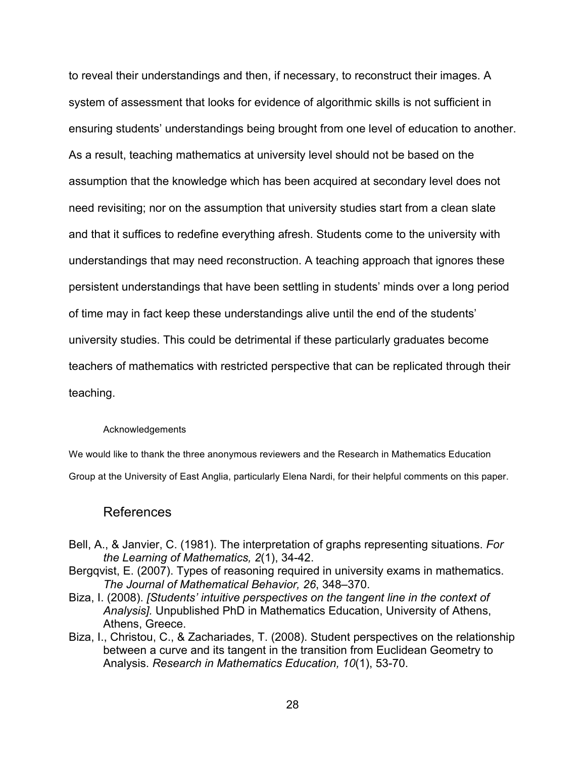to reveal their understandings and then, if necessary, to reconstruct their images. A system of assessment that looks for evidence of algorithmic skills is not sufficient in ensuring students' understandings being brought from one level of education to another. As a result, teaching mathematics at university level should not be based on the assumption that the knowledge which has been acquired at secondary level does not need revisiting; nor on the assumption that university studies start from a clean slate and that it suffices to redefine everything afresh. Students come to the university with understandings that may need reconstruction. A teaching approach that ignores these persistent understandings that have been settling in students' minds over a long period of time may in fact keep these understandings alive until the end of the students' university studies. This could be detrimental if these particularly graduates become teachers of mathematics with restricted perspective that can be replicated through their teaching.

Acknowledgements

We would like to thank the three anonymous reviewers and the Research in Mathematics Education Group at the University of East Anglia, particularly Elena Nardi, for their helpful comments on this paper.

## References

Bell, A., & Janvier, C. (1981). The interpretation of graphs representing situations. *For the Learning of Mathematics, 2*(1), 34-42.

Bergqvist, E. (2007). Types of reasoning required in university exams in mathematics. *The Journal of Mathematical Behavior, 26*, 348–370.

Biza, I. (2008). *[Students' intuitive perspectives on the tangent line in the context of Analysis].* Unpublished PhD in Mathematics Education, University of Athens, Athens, Greece.

Biza, I., Christou, C., & Zachariades, T. (2008). Student perspectives on the relationship between a curve and its tangent in the transition from Euclidean Geometry to Analysis. *Research in Mathematics Education, 10*(1), 53-70.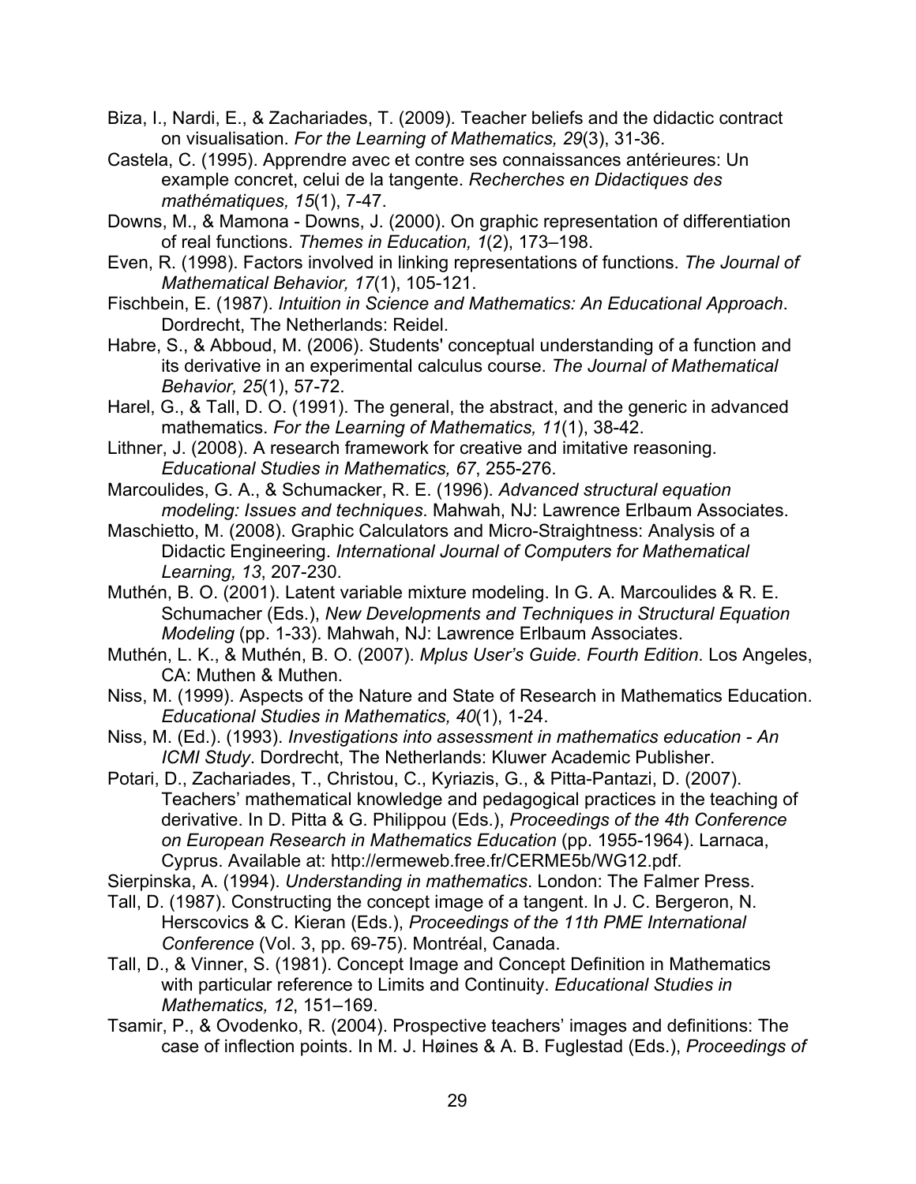Biza, I., Nardi, E., & Zachariades, T. (2009). Teacher beliefs and the didactic contract on visualisation. *For the Learning of Mathematics, 29*(3), 31-36.

Castela, C. (1995). Apprendre avec et contre ses connaissances antérieures: Un example concret, celui de la tangente. *Recherches en Didactiques des mathématiques, 15*(1), 7-47.

Downs, M., & Mamona - Downs, J. (2000). On graphic representation of differentiation of real functions. *Themes in Education, 1*(2), 173–198.

Even, R. (1998). Factors involved in linking representations of functions. *The Journal of Mathematical Behavior, 17*(1), 105-121.

Fischbein, E. (1987). *Intuition in Science and Mathematics: An Educational Approach*. Dordrecht, The Netherlands: Reidel.

Habre, S., & Abboud, M. (2006). Students' conceptual understanding of a function and its derivative in an experimental calculus course. *The Journal of Mathematical Behavior, 25*(1), 57-72.

Harel, G., & Tall, D. O. (1991). The general, the abstract, and the generic in advanced mathematics. *For the Learning of Mathematics, 11*(1), 38-42.

Lithner, J. (2008). A research framework for creative and imitative reasoning. *Educational Studies in Mathematics, 67*, 255-276.

Marcoulides, G. A., & Schumacker, R. E. (1996). *Advanced structural equation modeling: Issues and techniques*. Mahwah, NJ: Lawrence Erlbaum Associates.

Maschietto, M. (2008). Graphic Calculators and Micro-Straightness: Analysis of a Didactic Engineering. *International Journal of Computers for Mathematical Learning, 13*, 207-230.

Muthén, B. O. (2001). Latent variable mixture modeling. In G. A. Marcoulides & R. E. Schumacher (Eds.), *New Developments and Techniques in Structural Equation Modeling* (pp. 1-33). Mahwah, NJ: Lawrence Erlbaum Associates.

Muthén, L. K., & Muthén, B. O. (2007). *Mplus User's Guide. Fourth Edition*. Los Angeles, CA: Muthen & Muthen.

Niss, M. (1999). Aspects of the Nature and State of Research in Mathematics Education. *Educational Studies in Mathematics, 40*(1), 1-24.

Niss, M. (Ed.). (1993). *Investigations into assessment in mathematics education - An ICMI Study*. Dordrecht, The Netherlands: Kluwer Academic Publisher.

Potari, D., Zachariades, T., Christou, C., Kyriazis, G., & Pitta-Pantazi, D. (2007). Teachers' mathematical knowledge and pedagogical practices in the teaching of derivative. In D. Pitta & G. Philippou (Eds.), *Proceedings of the 4th Conference on European Research in Mathematics Education* (pp. 1955-1964). Larnaca, Cyprus. Available at: http://ermeweb.free.fr/CERME5b/WG12.pdf.

Sierpinska, A. (1994). *Understanding in mathematics*. London: The Falmer Press.

Tall, D. (1987). Constructing the concept image of a tangent. In J. C. Bergeron, N. Herscovics & C. Kieran (Eds.), *Proceedings of the 11th PME International Conference* (Vol. 3, pp. 69-75). Montréal, Canada.

Tall, D., & Vinner, S. (1981). Concept Image and Concept Definition in Mathematics with particular reference to Limits and Continuity. *Educational Studies in Mathematics, 12*, 151–169.

Tsamir, P., & Ovodenko, R. (2004). Prospective teachers' images and definitions: The case of inflection points. In M. J. Høines & A. B. Fuglestad (Eds.), *Proceedings of*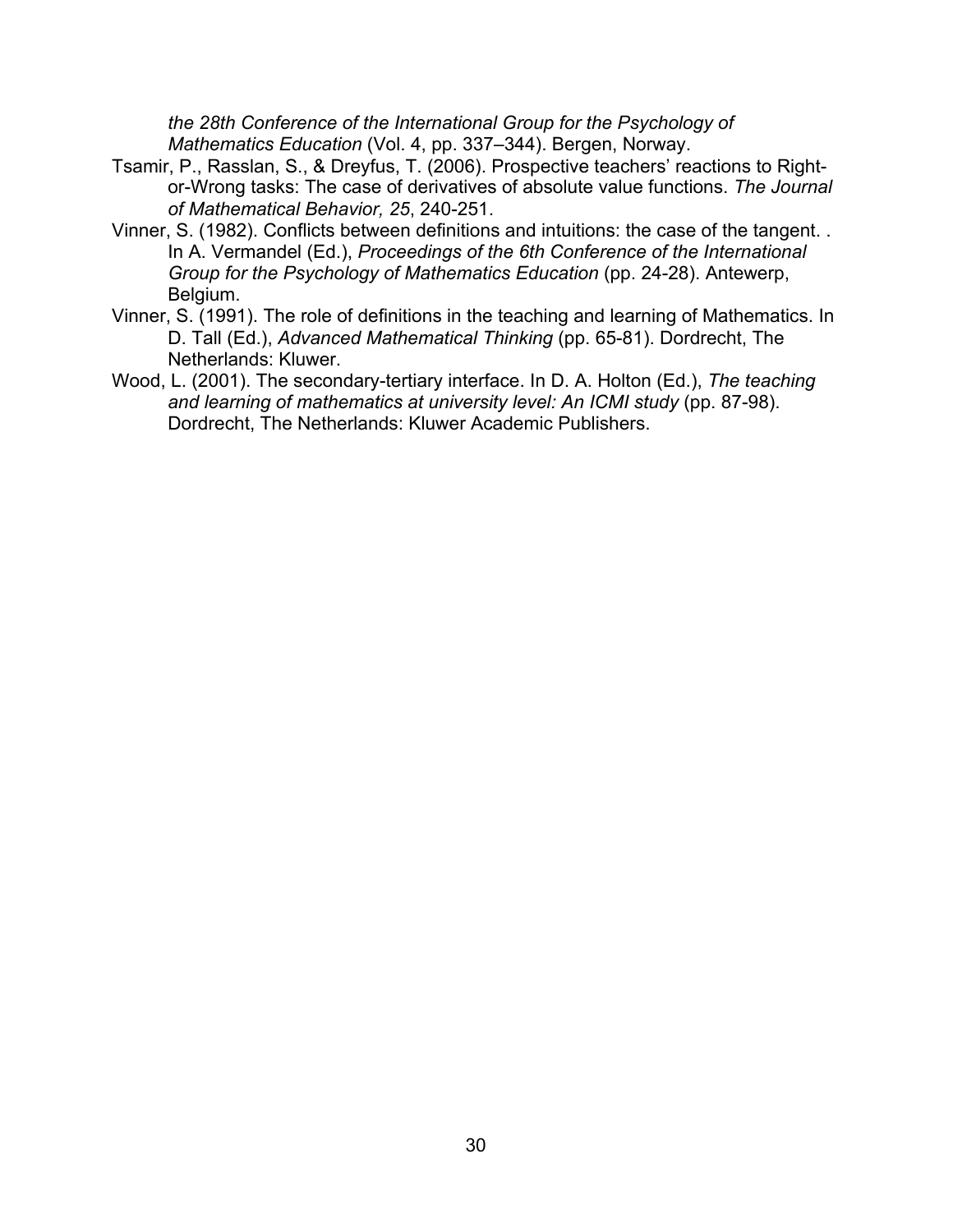*the 28th Conference of the International Group for the Psychology of Mathematics Education* (Vol. 4, pp. 337–344). Bergen, Norway.

Tsamir, P., Rasslan, S., & Dreyfus, T. (2006). Prospective teachers' reactions to Right-or-Wrong tasks: The case of derivatives of absolute value functions. *The Journal of Mathematical Behavior, 25*, 240-251.

Vinner, S. (1982). Conflicts between definitions and intuitions: the case of the tangent. . In A. Vermandel (Ed.), *Proceedings of the 6th Conference of the International Group for the Psychology of Mathematics Education* (pp. 24-28). Antewerp, Belgium.

Vinner, S. (1991). The role of definitions in the teaching and learning of Mathematics. In D. Tall (Ed.), *Advanced Mathematical Thinking* (pp. 65-81). Dordrecht, The Netherlands: Kluwer.

Wood, L. (2001). The secondary-tertiary interface. In D. A. Holton (Ed.), *The teaching and learning of mathematics at university level: An ICMI study* (pp. 87-98). Dordrecht, The Netherlands: Kluwer Academic Publishers.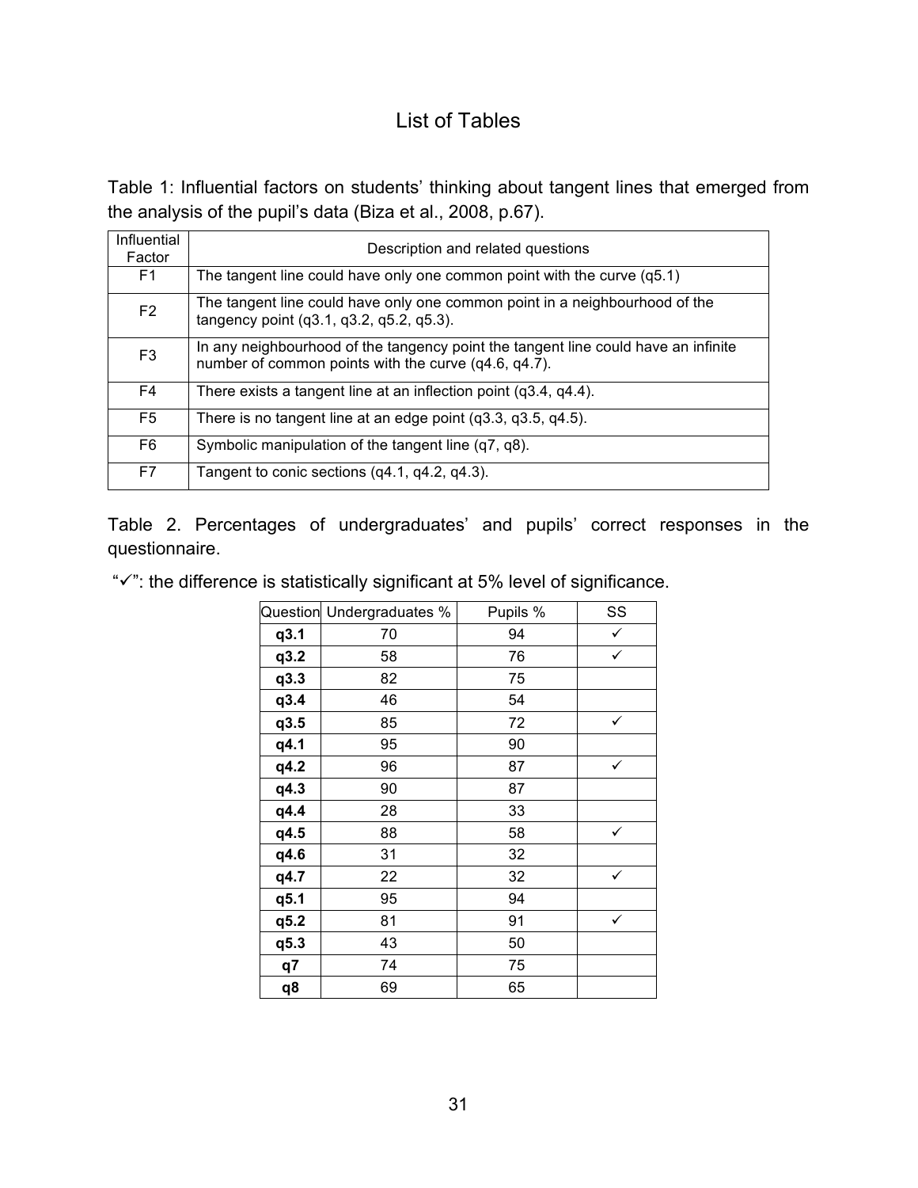# List of Tables

Table 1: Influential factors on students' thinking about tangent lines that emerged from the analysis of the pupil's data (Biza et al., 2008, p.67).

| Influential Factor | Description and related questions |
|---|---|
| F1 | The tangent line could have only one common point with the curve (q5.1) |
| F2 | The tangent line could have only one common point in a neighbourhood of the tangency point (q3.1, q3.2, q5.2, q5.3). |
| F3 | In any neighbourhood of the tangency point the tangent line could have an infinite number of common points with the curve (q4.6, q4.7). |
| F4 | There exists a tangent line at an inflection point (q3.4, q4.4). |
| F5 | There is no tangent line at an edge point (q3.3, q3.5, q4.5). |
| F6 | Symbolic manipulation of the tangent line (q7, q8). |
| F7 | Tangent to conic sections (q4.1, q4.2, q4.3). |

Table 2. Percentages of undergraduates' and pupils' correct responses in the questionnaire.

"✓": the difference is statistically significant at 5% level of significance.

| Question | Undergraduates % | Pupils % | SS |
|---|---|---|---|
| **q3.1** | 70 | 94 | ✓ |
| **q3.2** | 58 | 76 | ✓ |
| **q3.3** | 82 | 75 | |
| **q3.4** | 46 | 54 | |
| **q3.5** | 85 | 72 | ✓ |
| **q4.1** | 95 | 90 | |
| **q4.2** | 96 | 87 | ✓ |
| **q4.3** | 90 | 87 | |
| **q4.4** | 28 | 33 | |
| **q4.5** | 88 | 58 | ✓ |
| **q4.6** | 31 | 32 | |
| **q4.7** | 22 | 32 | ✓ |
| **q5.1** | 95 | 94 | |
| **q5.2** | 81 | 91 | ✓ |
| **q5.3** | 43 | 50 | |
| **q7** | 74 | 75 | |
| **q8** | 69 | 65 | |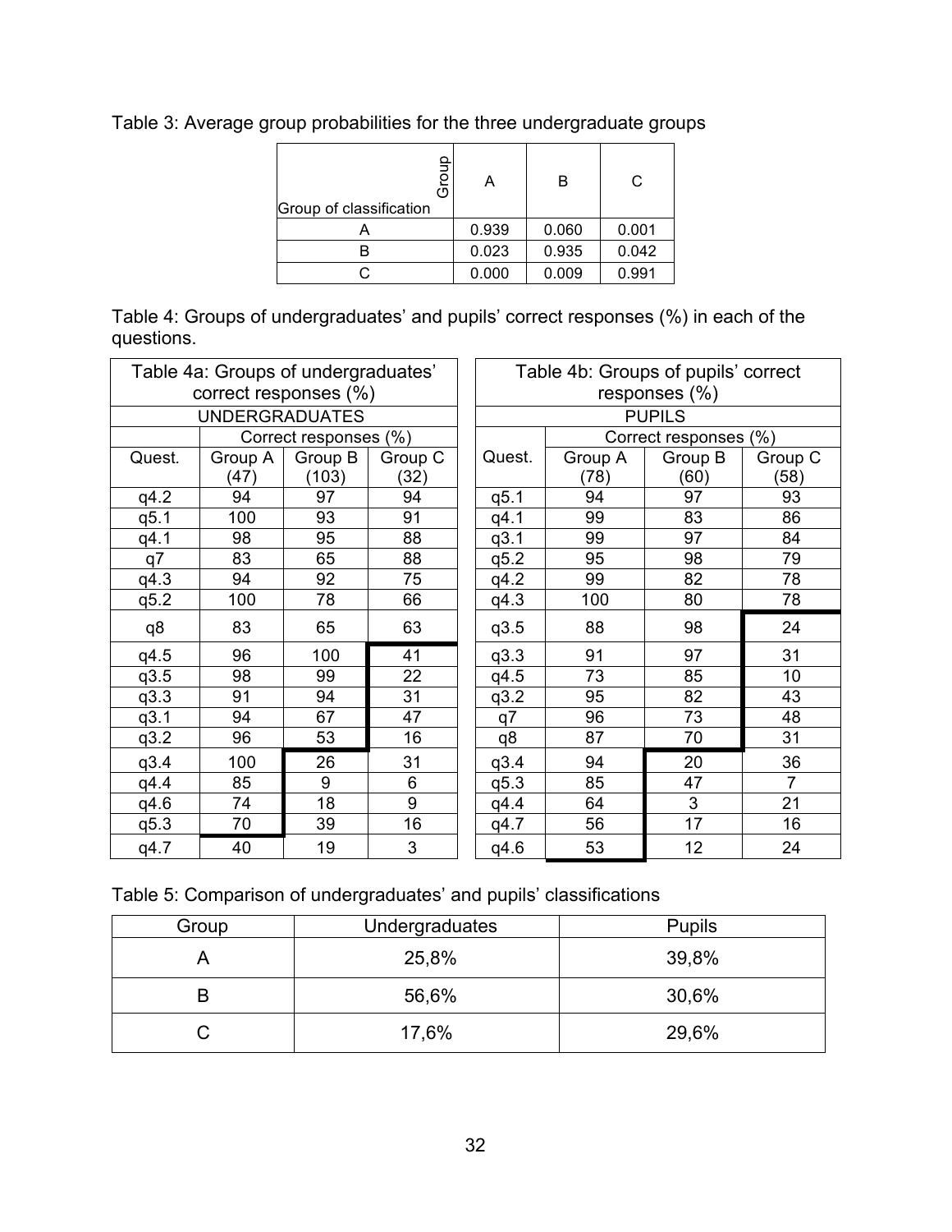Table 3: Average group probabilities for the three undergraduate groups

| Group of classification \ Group | A | B | C |
|---|---|---|---|
| A | 0.939 | 0.060 | 0.001 |
| B | 0.023 | 0.935 | 0.042 |
| C | 0.000 | 0.009 | 0.991 |

Table 4: Groups of undergraduates' and pupils' correct responses (%) in each of the questions.

Table 4a: Groups of undergraduates' correct responses (%)

| UNDERGRADUATES | Correct responses (%) | | |
|---|---|---|---|
| Quest. | Group A (47) | Group B (103) | Group C (32) |
| q4.2 | 94 | 97 | 94 |
| q5.1 | 100 | 93 | 91 |
| q4.1 | 98 | 95 | 88 |
| q7 | 83 | 65 | 88 |
| q4.3 | 94 | 92 | 75 |
| q5.2 | 100 | 78 | 66 |
| q8 | 83 | 65 | 63 |
| q4.5 | 96 | 100 | 41 |
| q3.5 | 98 | 99 | 22 |
| q3.3 | 91 | 94 | 31 |
| q3.1 | 94 | 67 | 47 |
| q3.2 | 96 | 53 | 16 |
| q3.4 | 100 | 26 | 31 |
| q4.4 | 85 | 9 | 6 |
| q4.6 | 74 | 18 | 9 |
| q5.3 | 70 | 39 | 16 |
| q4.7 | 40 | 19 | 3 |

Table 4b: Groups of pupils' correct responses (%)

| PUPILS | Correct responses (%) | | |
|---|---|---|---|
| Quest. | Group A (78) | Group B (60) | Group C (58) |
| q5.1 | 94 | 97 | 93 |
| q4.1 | 99 | 83 | 86 |
| q3.1 | 99 | 97 | 84 |
| q5.2 | 95 | 98 | 79 |
| q4.2 | 99 | 82 | 78 |
| q4.3 | 100 | 80 | 78 |
| q3.5 | 88 | 98 | 24 |
| q3.3 | 91 | 97 | 31 |
| q4.5 | 73 | 85 | 10 |
| q3.2 | 95 | 82 | 43 |
| q7 | 96 | 73 | 48 |
| q8 | 87 | 70 | 31 |
| q3.4 | 94 | 20 | 36 |
| q5.3 | 85 | 47 | 7 |
| q4.4 | 64 | 3 | 21 |
| q4.7 | 56 | 17 | 16 |
| q4.6 | 53 | 12 | 24 |

Table 5: Comparison of undergraduates' and pupils' classifications

| Group | Undergraduates | Pupils |
|---|---|---|
| A | 25,8% | 39,8% |
| B | 56,6% | 30,6% |
| C | 17,6% | 29,6% |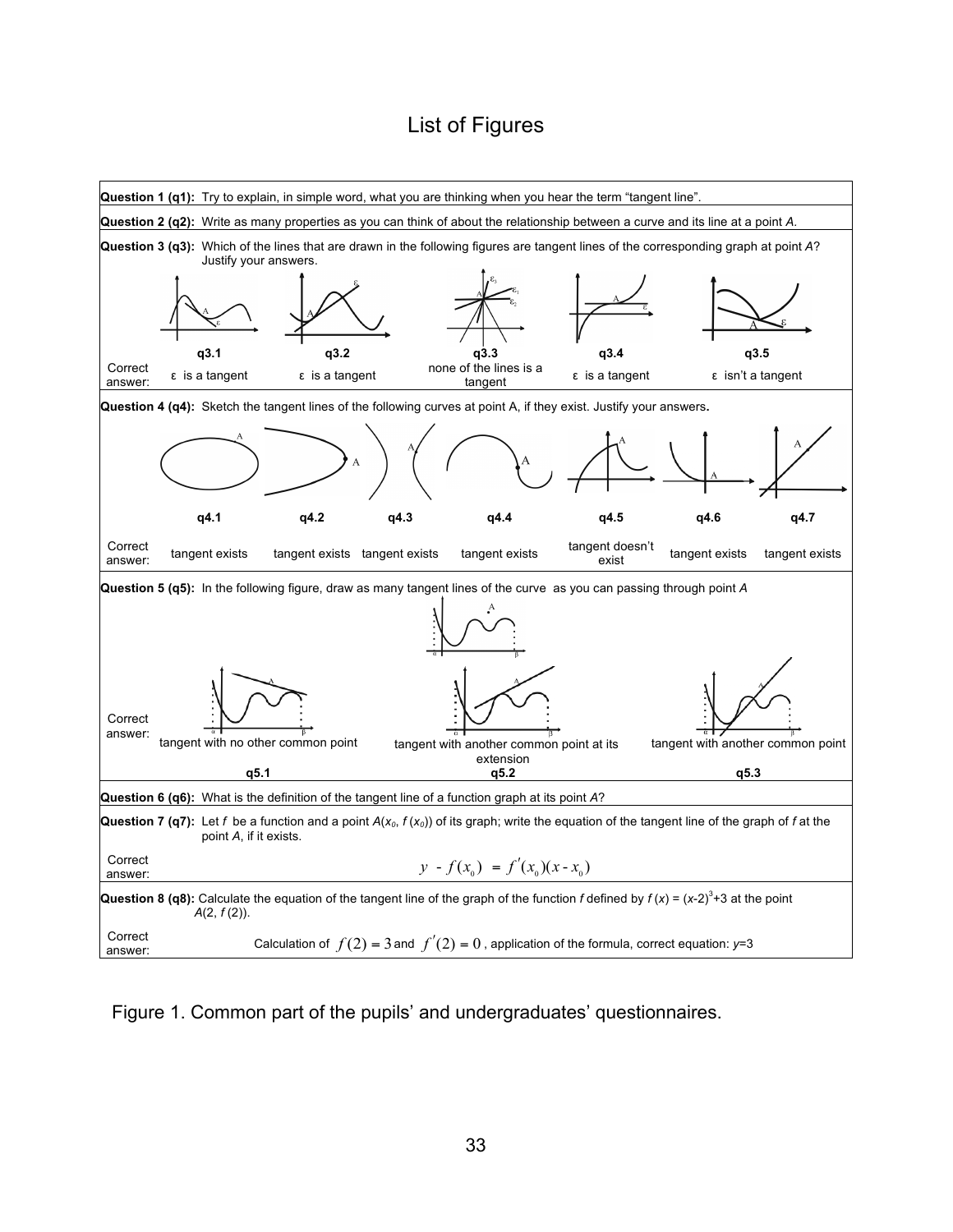# List of Figures

**Question 1 (q1):** Try to explain, in simple word, what you are thinking when you hear the term "tangent line".

**Question 2 (q2):** Write as many properties as you can think of about the relationship between a curve and its line at a point *A*.

**Question 3 (q3):** Which of the lines that are drawn in the following figures are tangent lines of the corresponding graph at point *A*? Justify your answers.

| | q3.1 | q3.2 | q3.3 | q3.4 | q3.5 |
|---|---|---|---|---|---|
| Correct answer: | ε is a tangent | ε is a tangent | none of the lines is a tangent | ε is a tangent | ε isn't a tangent |

**Question 4 (q4):** Sketch the tangent lines of the following curves at point A, if they exist. Justify your answers.

| | q4.1 | q4.2 | q4.3 | q4.4 | q4.5 | q4.6 | q4.7 |
|---|---|---|---|---|---|---|---|
| Correct answer: | tangent exists | tangent exists | tangent exists | tangent exists | tangent doesn't exist | tangent exists | tangent exists |

**Question 5 (q5):** In the following figure, draw as many tangent lines of the curve as you can passing through point *A*

| | q5.1 | q5.2 | q5.3 |
|---|---|---|---|
| Correct answer: | tangent with no other common point | tangent with another common point at its extension | tangent with another common point |

**Question 6 (q6):** What is the definition of the tangent line of a function graph at its point *A*?

**Question 7 (q7):** Let *f* be a function and a point $A(x_0, f(x_0))$ of its graph; write the equation of the tangent line of the graph of *f* at the point *A*, if it exists.

Correct answer:

$$y - f(x_0) = f'(x_0)(x - x_0)$$

**Question 8 (q8):** Calculate the equation of the tangent line of the graph of the function *f* defined by $f(x) = (x-2)^3+3$ at the point $A(2, f(2))$.

Correct answer: Calculation of $f(2) = 3$ and $f'(2) = 0$, application of the formula, correct equation: $y=3$

Figure 1. Common part of the pupils' and undergraduates' questionnaires.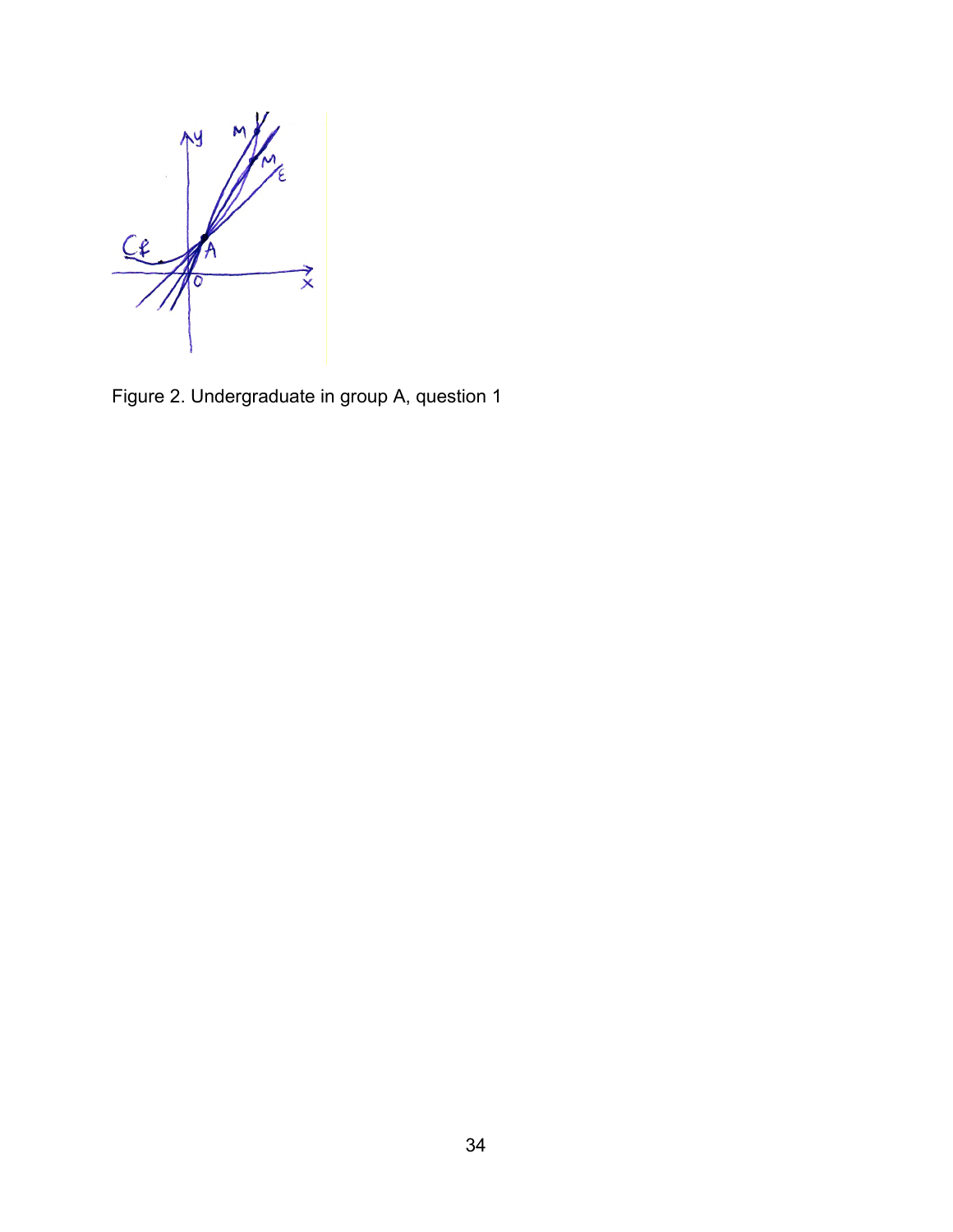y

M

M

E

Cf

A

O

x

Figure 2. Undergraduate in group A, question 1